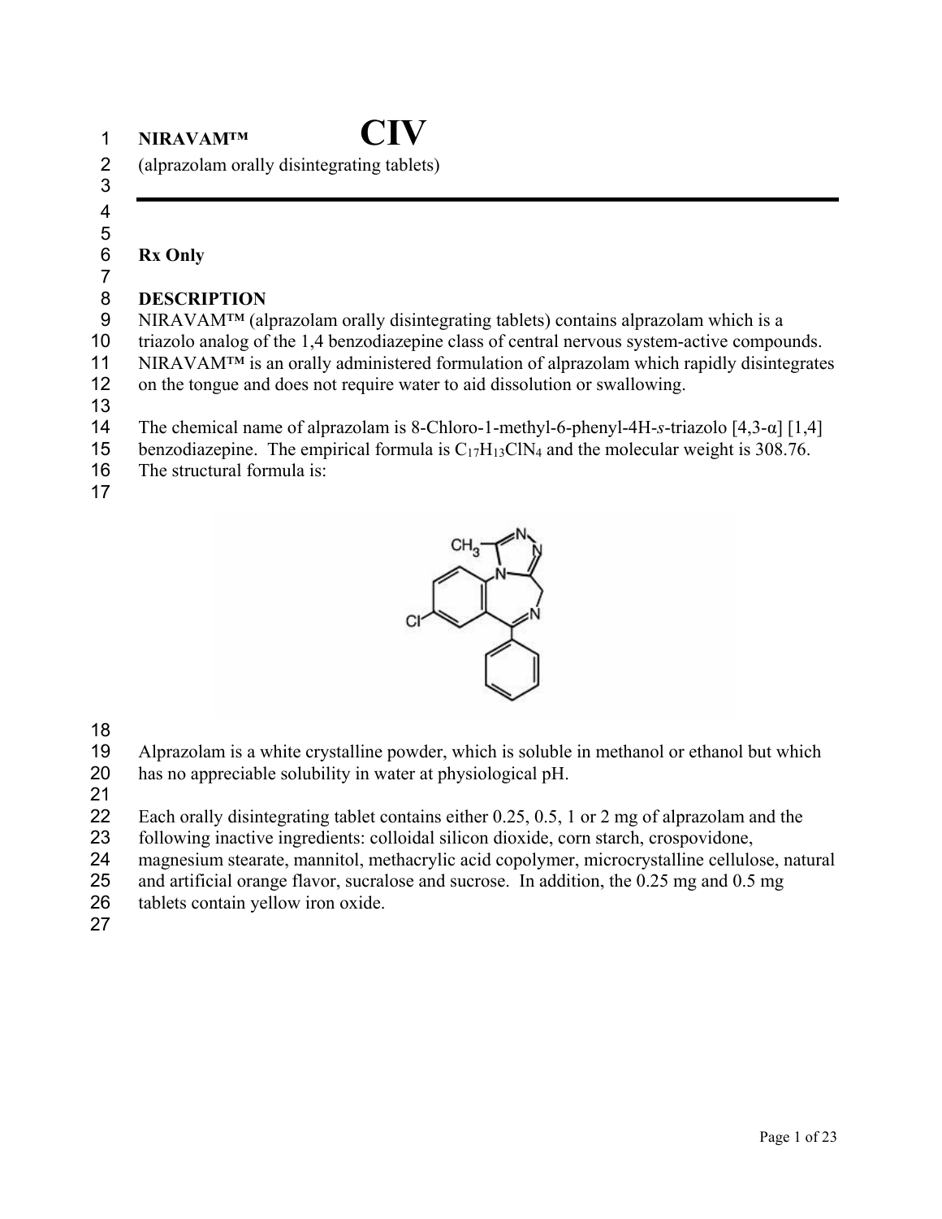# NIRAVAM™ CIV

(alprazolam orally disintegrating tablets)

---

**Rx Only**

## DESCRIPTION

NIRAVAM™ (alprazolam orally disintegrating tablets) contains alprazolam which is a triazolo analog of the 1,4 benzodiazepine class of central nervous system-active compounds. NIRAVAM™ is an orally administered formulation of alprazolam which rapidly disintegrates on the tongue and does not require water to aid dissolution or swallowing.

The chemical name of alprazolam is 8-Chloro-1-methyl-6-phenyl-4H-*s*-triazolo [4,3-α] [1,4] benzodiazepine. The empirical formula is $C_{17}H_{13}ClN_4$ and the molecular weight is 308.76. The structural formula is:

Alprazolam is a white crystalline powder, which is soluble in methanol or ethanol but which has no appreciable solubility in water at physiological pH.

Each orally disintegrating tablet contains either 0.25, 0.5, 1 or 2 mg of alprazolam and the following inactive ingredients: colloidal silicon dioxide, corn starch, crospovidone, magnesium stearate, mannitol, methacrylic acid copolymer, microcrystalline cellulose, natural and artificial orange flavor, sucralose and sucrose. In addition, the 0.25 mg and 0.5 mg tablets contain yellow iron oxide.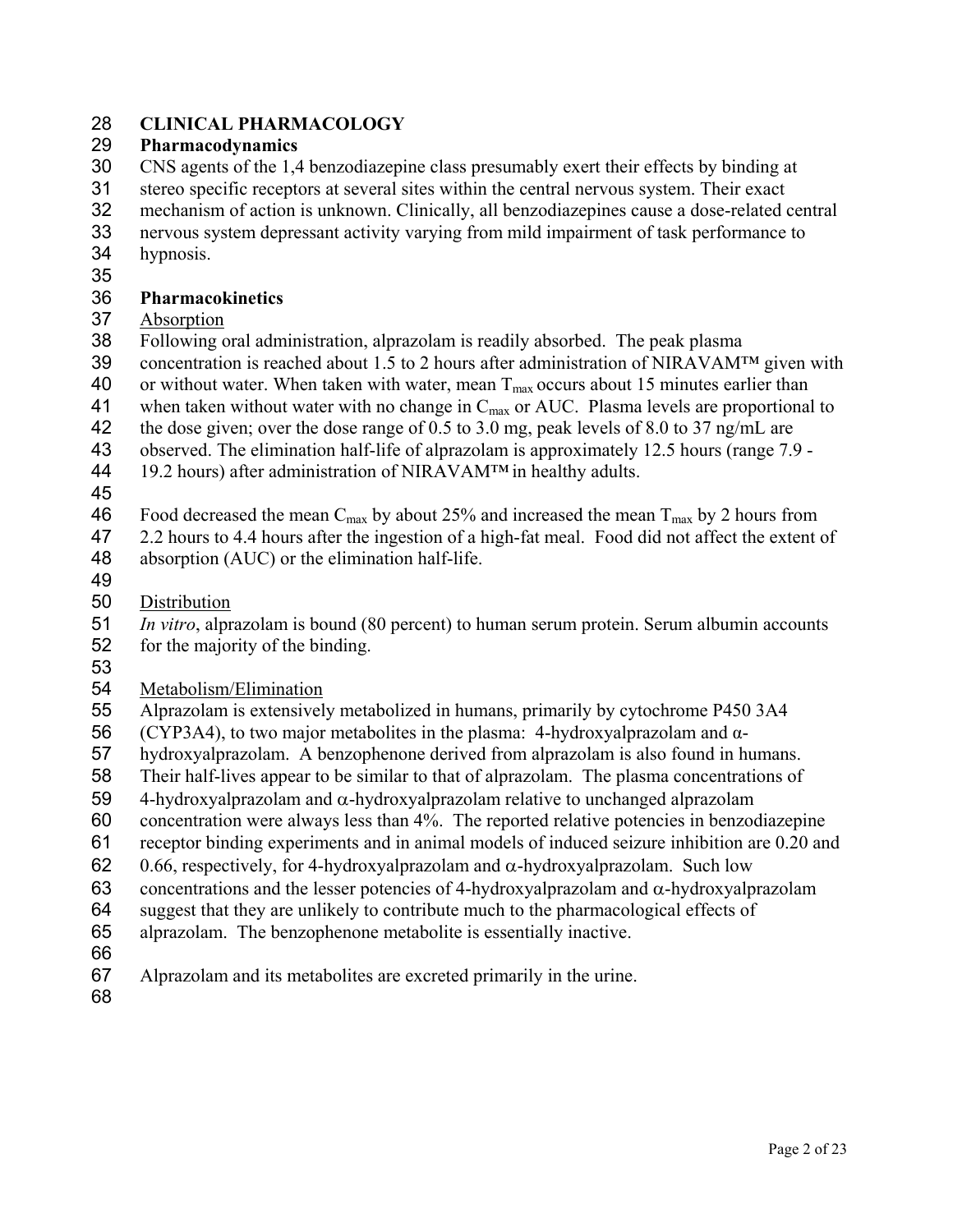# CLINICAL PHARMACOLOGY

## Pharmacodynamics

CNS agents of the 1,4 benzodiazepine class presumably exert their effects by binding at stereo specific receptors at several sites within the central nervous system. Their exact mechanism of action is unknown. Clinically, all benzodiazepines cause a dose-related central nervous system depressant activity varying from mild impairment of task performance to hypnosis.

## Pharmacokinetics

### Absorption

Following oral administration, alprazolam is readily absorbed. The peak plasma concentration is reached about 1.5 to 2 hours after administration of NIRAVAM™ given with or without water. When taken with water, mean $T_{max}$ occurs about 15 minutes earlier than when taken without water with no change in $C_{max}$ or AUC. Plasma levels are proportional to the dose given; over the dose range of 0.5 to 3.0 mg, peak levels of 8.0 to 37 ng/mL are observed. The elimination half-life of alprazolam is approximately 12.5 hours (range 7.9 - 19.2 hours) after administration of NIRAVAM™ in healthy adults.

Food decreased the mean $C_{max}$ by about 25% and increased the mean $T_{max}$ by 2 hours from 2.2 hours to 4.4 hours after the ingestion of a high-fat meal. Food did not affect the extent of absorption (AUC) or the elimination half-life.

### Distribution

*In vitro*, alprazolam is bound (80 percent) to human serum protein. Serum albumin accounts for the majority of the binding.

### Metabolism/Elimination

Alprazolam is extensively metabolized in humans, primarily by cytochrome P450 3A4 (CYP3A4), to two major metabolites in the plasma: 4-hydroxyalprazolam and α-hydroxyalprazolam. A benzophenone derived from alprazolam is also found in humans. Their half-lives appear to be similar to that of alprazolam. The plasma concentrations of 4-hydroxyalprazolam and α-hydroxyalprazolam relative to unchanged alprazolam concentration were always less than 4%. The reported relative potencies in benzodiazepine receptor binding experiments and in animal models of induced seizure inhibition are 0.20 and 0.66, respectively, for 4-hydroxyalprazolam and α-hydroxyalprazolam. Such low concentrations and the lesser potencies of 4-hydroxyalprazolam and α-hydroxyalprazolam suggest that they are unlikely to contribute much to the pharmacological effects of alprazolam. The benzophenone metabolite is essentially inactive.

Alprazolam and its metabolites are excreted primarily in the urine.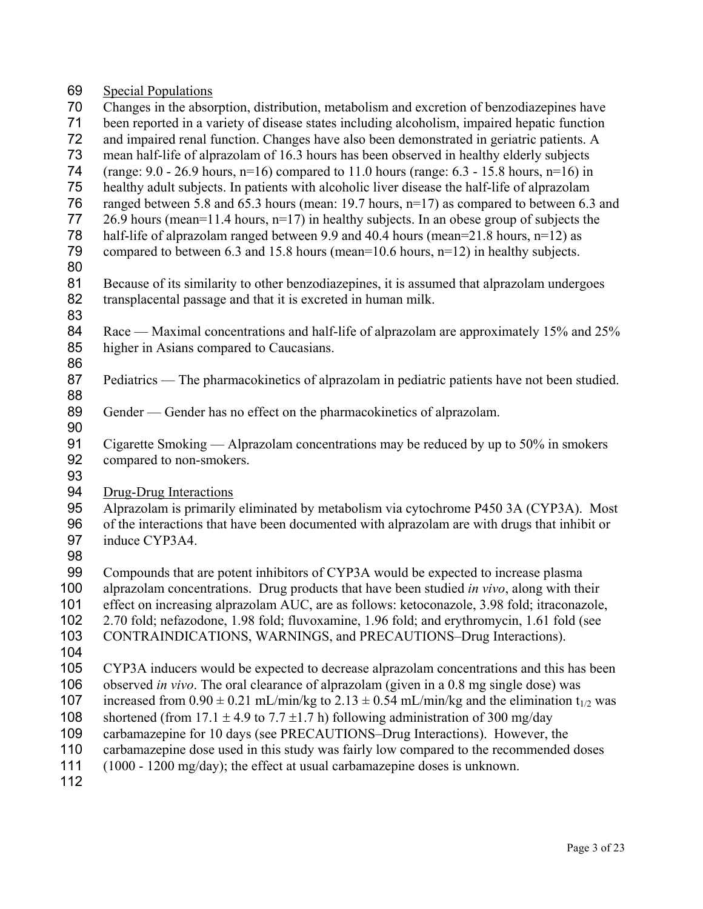Special Populations

Changes in the absorption, distribution, metabolism and excretion of benzodiazepines have been reported in a variety of disease states including alcoholism, impaired hepatic function and impaired renal function. Changes have also been demonstrated in geriatric patients. A mean half-life of alprazolam of 16.3 hours has been observed in healthy elderly subjects (range: 9.0 - 26.9 hours, n=16) compared to 11.0 hours (range: 6.3 - 15.8 hours, n=16) in healthy adult subjects. In patients with alcoholic liver disease the half-life of alprazolam ranged between 5.8 and 65.3 hours (mean: 19.7 hours, n=17) as compared to between 6.3 and 26.9 hours (mean=11.4 hours, n=17) in healthy subjects. In an obese group of subjects the half-life of alprazolam ranged between 9.9 and 40.4 hours (mean=21.8 hours, n=12) as compared to between 6.3 and 15.8 hours (mean=10.6 hours, n=12) in healthy subjects.

Because of its similarity to other benzodiazepines, it is assumed that alprazolam undergoes transplacental passage and that it is excreted in human milk.

Race — Maximal concentrations and half-life of alprazolam are approximately 15% and 25% higher in Asians compared to Caucasians.

Pediatrics — The pharmacokinetics of alprazolam in pediatric patients have not been studied.

Gender — Gender has no effect on the pharmacokinetics of alprazolam.

Cigarette Smoking — Alprazolam concentrations may be reduced by up to 50% in smokers compared to non-smokers.

Drug-Drug Interactions

Alprazolam is primarily eliminated by metabolism via cytochrome P450 3A (CYP3A). Most of the interactions that have been documented with alprazolam are with drugs that inhibit or induce CYP3A4.

Compounds that are potent inhibitors of CYP3A would be expected to increase plasma alprazolam concentrations. Drug products that have been studied *in vivo*, along with their effect on increasing alprazolam AUC, are as follows: ketoconazole, 3.98 fold; itraconazole, 2.70 fold; nefazodone, 1.98 fold; fluvoxamine, 1.96 fold; and erythromycin, 1.61 fold (see CONTRAINDICATIONS, WARNINGS, and PRECAUTIONS–Drug Interactions).

CYP3A inducers would be expected to decrease alprazolam concentrations and this has been observed *in vivo*. The oral clearance of alprazolam (given in a 0.8 mg single dose) was increased from $0.90 \pm 0.21$ mL/min/kg to $2.13 \pm 0.54$ mL/min/kg and the elimination $t_{1/2}$ was shortened (from $17.1 \pm 4.9$ to $7.7 \pm 1.7$ h) following administration of 300 mg/day carbamazepine for 10 days (see PRECAUTIONS–Drug Interactions). However, the carbamazepine dose used in this study was fairly low compared to the recommended doses (1000 - 1200 mg/day); the effect at usual carbamazepine doses is unknown.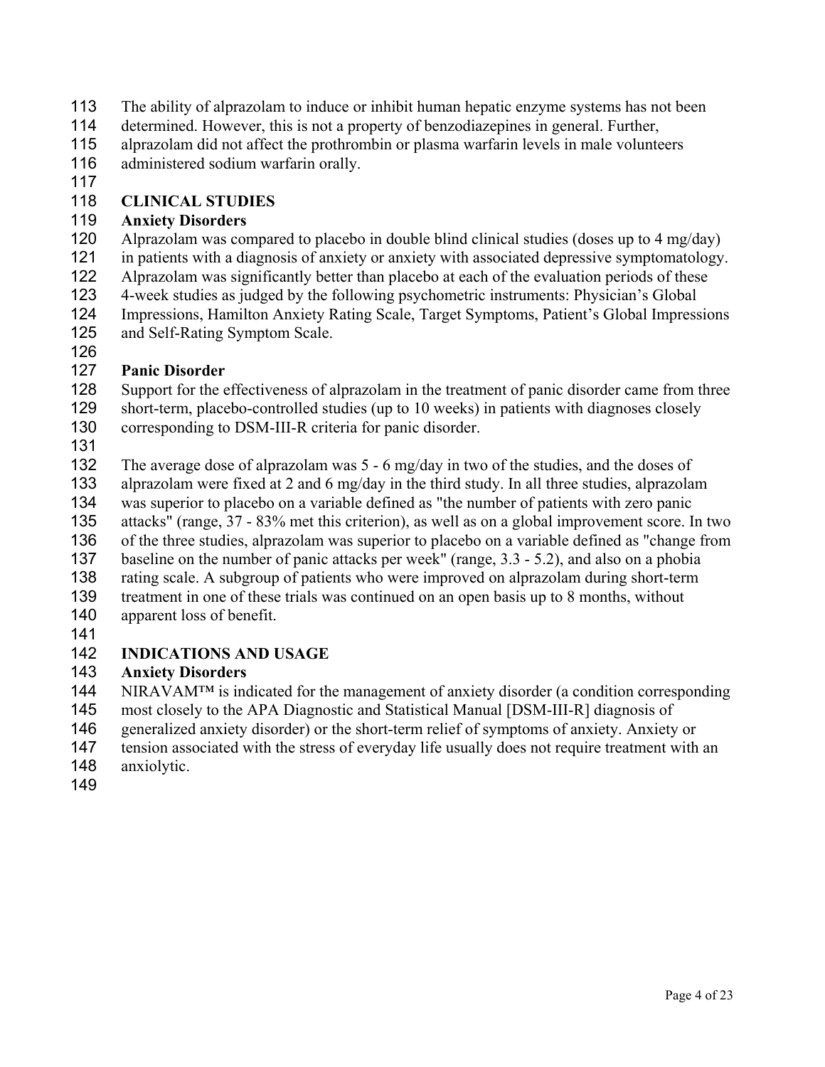The ability of alprazolam to induce or inhibit human hepatic enzyme systems has not been determined. However, this is not a property of benzodiazepines in general. Further, alprazolam did not affect the prothrombin or plasma warfarin levels in male volunteers administered sodium warfarin orally.

## CLINICAL STUDIES

### Anxiety Disorders

Alprazolam was compared to placebo in double blind clinical studies (doses up to 4 mg/day) in patients with a diagnosis of anxiety or anxiety with associated depressive symptomatology. Alprazolam was significantly better than placebo at each of the evaluation periods of these 4-week studies as judged by the following psychometric instruments: Physician's Global Impressions, Hamilton Anxiety Rating Scale, Target Symptoms, Patient's Global Impressions and Self-Rating Symptom Scale.

### Panic Disorder

Support for the effectiveness of alprazolam in the treatment of panic disorder came from three short-term, placebo-controlled studies (up to 10 weeks) in patients with diagnoses closely corresponding to DSM-III-R criteria for panic disorder.

The average dose of alprazolam was 5 - 6 mg/day in two of the studies, and the doses of alprazolam were fixed at 2 and 6 mg/day in the third study. In all three studies, alprazolam was superior to placebo on a variable defined as "the number of patients with zero panic attacks" (range, 37 - 83% met this criterion), as well as on a global improvement score. In two of the three studies, alprazolam was superior to placebo on a variable defined as "change from baseline on the number of panic attacks per week" (range, 3.3 - 5.2), and also on a phobia rating scale. A subgroup of patients who were improved on alprazolam during short-term treatment in one of these trials was continued on an open basis up to 8 months, without apparent loss of benefit.

## INDICATIONS AND USAGE

### Anxiety Disorders

NIRAVAM™ is indicated for the management of anxiety disorder (a condition corresponding most closely to the APA Diagnostic and Statistical Manual [DSM-III-R] diagnosis of generalized anxiety disorder) or the short-term relief of symptoms of anxiety. Anxiety or tension associated with the stress of everyday life usually does not require treatment with an anxiolytic.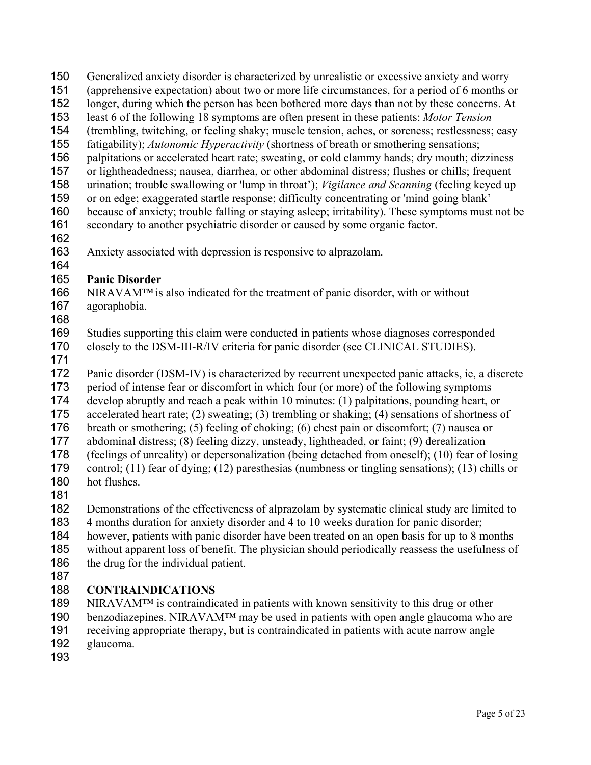Generalized anxiety disorder is characterized by unrealistic or excessive anxiety and worry (apprehensive expectation) about two or more life circumstances, for a period of 6 months or longer, during which the person has been bothered more days than not by these concerns. At least 6 of the following 18 symptoms are often present in these patients: *Motor Tension* (trembling, twitching, or feeling shaky; muscle tension, aches, or soreness; restlessness; easy fatigability); *Autonomic Hyperactivity* (shortness of breath or smothering sensations; palpitations or accelerated heart rate; sweating, or cold clammy hands; dry mouth; dizziness or lightheadedness; nausea, diarrhea, or other abdominal distress; flushes or chills; frequent urination; trouble swallowing or 'lump in throat'); *Vigilance and Scanning* (feeling keyed up or on edge; exaggerated startle response; difficulty concentrating or 'mind going blank' because of anxiety; trouble falling or staying asleep; irritability). These symptoms must not be secondary to another psychiatric disorder or caused by some organic factor.

Anxiety associated with depression is responsive to alprazolam.

**Panic Disorder**

NIRAVAM™ is also indicated for the treatment of panic disorder, with or without agoraphobia.

Studies supporting this claim were conducted in patients whose diagnoses corresponded closely to the DSM-III-R/IV criteria for panic disorder (see CLINICAL STUDIES).

Panic disorder (DSM-IV) is characterized by recurrent unexpected panic attacks, ie, a discrete period of intense fear or discomfort in which four (or more) of the following symptoms develop abruptly and reach a peak within 10 minutes: (1) palpitations, pounding heart, or accelerated heart rate; (2) sweating; (3) trembling or shaking; (4) sensations of shortness of breath or smothering; (5) feeling of choking; (6) chest pain or discomfort; (7) nausea or abdominal distress; (8) feeling dizzy, unsteady, lightheaded, or faint; (9) derealization (feelings of unreality) or depersonalization (being detached from oneself); (10) fear of losing control; (11) fear of dying; (12) paresthesias (numbness or tingling sensations); (13) chills or hot flushes.

Demonstrations of the effectiveness of alprazolam by systematic clinical study are limited to 4 months duration for anxiety disorder and 4 to 10 weeks duration for panic disorder; however, patients with panic disorder have been treated on an open basis for up to 8 months without apparent loss of benefit. The physician should periodically reassess the usefulness of the drug for the individual patient.

## CONTRAINDICATIONS

NIRAVAM™ is contraindicated in patients with known sensitivity to this drug or other benzodiazepines. NIRAVAM™ may be used in patients with open angle glaucoma who are receiving appropriate therapy, but is contraindicated in patients with acute narrow angle glaucoma.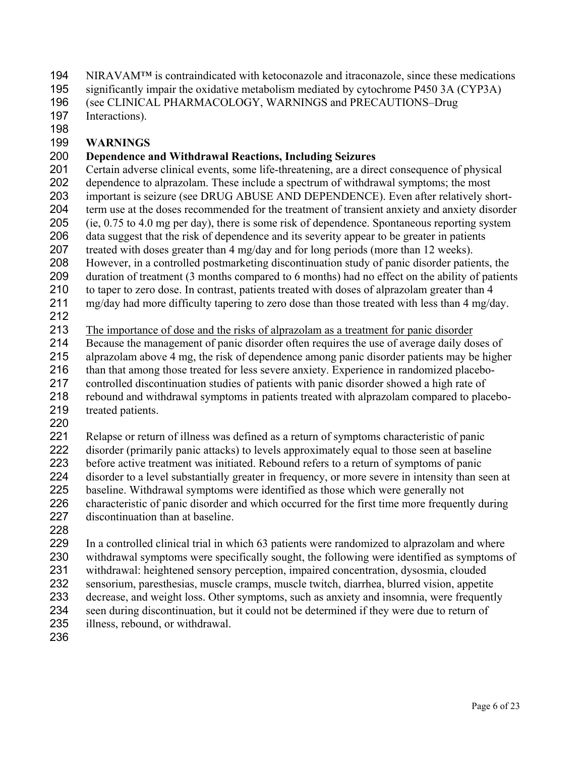NIRAVAM™ is contraindicated with ketoconazole and itraconazole, since these medications significantly impair the oxidative metabolism mediated by cytochrome P450 3A (CYP3A) (see CLINICAL PHARMACOLOGY, WARNINGS and PRECAUTIONS–Drug Interactions).

## WARNINGS

### Dependence and Withdrawal Reactions, Including Seizures

Certain adverse clinical events, some life-threatening, are a direct consequence of physical dependence to alprazolam. These include a spectrum of withdrawal symptoms; the most important is seizure (see DRUG ABUSE AND DEPENDENCE). Even after relatively short-term use at the doses recommended for the treatment of transient anxiety and anxiety disorder (ie, 0.75 to 4.0 mg per day), there is some risk of dependence. Spontaneous reporting system data suggest that the risk of dependence and its severity appear to be greater in patients treated with doses greater than 4 mg/day and for long periods (more than 12 weeks). However, in a controlled postmarketing discontinuation study of panic disorder patients, the duration of treatment (3 months compared to 6 months) had no effect on the ability of patients to taper to zero dose. In contrast, patients treated with doses of alprazolam greater than 4 mg/day had more difficulty tapering to zero dose than those treated with less than 4 mg/day.

The importance of dose and the risks of alprazolam as a treatment for panic disorder

Because the management of panic disorder often requires the use of average daily doses of alprazolam above 4 mg, the risk of dependence among panic disorder patients may be higher than that among those treated for less severe anxiety. Experience in randomized placebo-controlled discontinuation studies of patients with panic disorder showed a high rate of rebound and withdrawal symptoms in patients treated with alprazolam compared to placebo-treated patients.

Relapse or return of illness was defined as a return of symptoms characteristic of panic disorder (primarily panic attacks) to levels approximately equal to those seen at baseline before active treatment was initiated. Rebound refers to a return of symptoms of panic disorder to a level substantially greater in frequency, or more severe in intensity than seen at baseline. Withdrawal symptoms were identified as those which were generally not characteristic of panic disorder and which occurred for the first time more frequently during discontinuation than at baseline.

In a controlled clinical trial in which 63 patients were randomized to alprazolam and where withdrawal symptoms were specifically sought, the following were identified as symptoms of withdrawal: heightened sensory perception, impaired concentration, dysosmia, clouded sensorium, paresthesias, muscle cramps, muscle twitch, diarrhea, blurred vision, appetite decrease, and weight loss. Other symptoms, such as anxiety and insomnia, were frequently seen during discontinuation, but it could not be determined if they were due to return of illness, rebound, or withdrawal.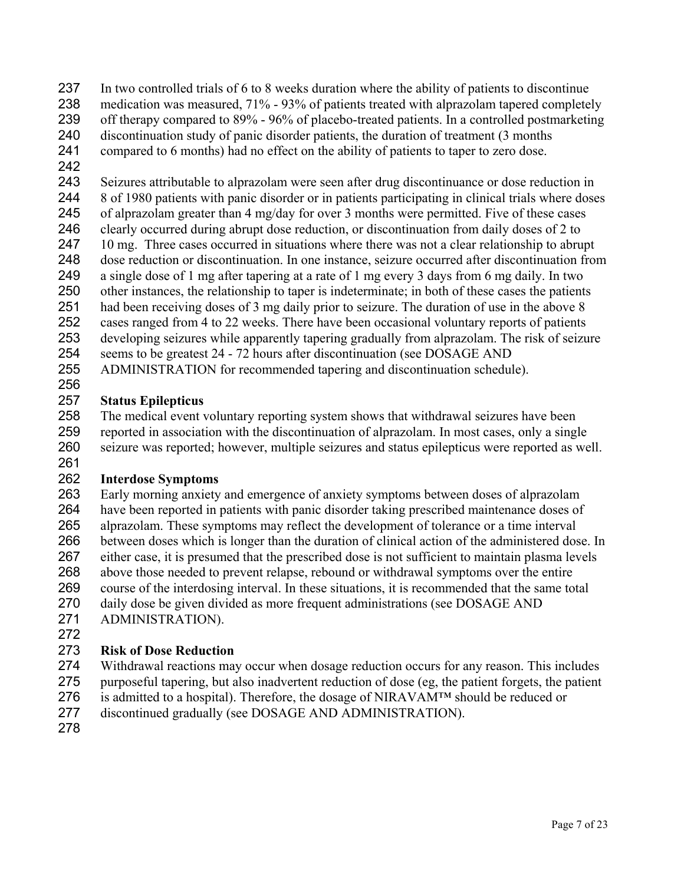In two controlled trials of 6 to 8 weeks duration where the ability of patients to discontinue medication was measured, 71% - 93% of patients treated with alprazolam tapered completely off therapy compared to 89% - 96% of placebo-treated patients. In a controlled postmarketing discontinuation study of panic disorder patients, the duration of treatment (3 months compared to 6 months) had no effect on the ability of patients to taper to zero dose.

Seizures attributable to alprazolam were seen after drug discontinuance or dose reduction in 8 of 1980 patients with panic disorder or in patients participating in clinical trials where doses of alprazolam greater than 4 mg/day for over 3 months were permitted. Five of these cases clearly occurred during abrupt dose reduction, or discontinuation from daily doses of 2 to 10 mg. Three cases occurred in situations where there was not a clear relationship to abrupt dose reduction or discontinuation. In one instance, seizure occurred after discontinuation from a single dose of 1 mg after tapering at a rate of 1 mg every 3 days from 6 mg daily. In two other instances, the relationship to taper is indeterminate; in both of these cases the patients had been receiving doses of 3 mg daily prior to seizure. The duration of use in the above 8 cases ranged from 4 to 22 weeks. There have been occasional voluntary reports of patients developing seizures while apparently tapering gradually from alprazolam. The risk of seizure seems to be greatest 24 - 72 hours after discontinuation (see DOSAGE AND ADMINISTRATION for recommended tapering and discontinuation schedule).

**Status Epilepticus**

The medical event voluntary reporting system shows that withdrawal seizures have been reported in association with the discontinuation of alprazolam. In most cases, only a single seizure was reported; however, multiple seizures and status epilepticus were reported as well.

**Interdose Symptoms**

Early morning anxiety and emergence of anxiety symptoms between doses of alprazolam have been reported in patients with panic disorder taking prescribed maintenance doses of alprazolam. These symptoms may reflect the development of tolerance or a time interval between doses which is longer than the duration of clinical action of the administered dose. In either case, it is presumed that the prescribed dose is not sufficient to maintain plasma levels above those needed to prevent relapse, rebound or withdrawal symptoms over the entire course of the interdosing interval. In these situations, it is recommended that the same total daily dose be given divided as more frequent administrations (see DOSAGE AND ADMINISTRATION).

**Risk of Dose Reduction**

Withdrawal reactions may occur when dosage reduction occurs for any reason. This includes purposeful tapering, but also inadvertent reduction of dose (eg, the patient forgets, the patient is admitted to a hospital). Therefore, the dosage of NIRAVAM™ should be reduced or discontinued gradually (see DOSAGE AND ADMINISTRATION).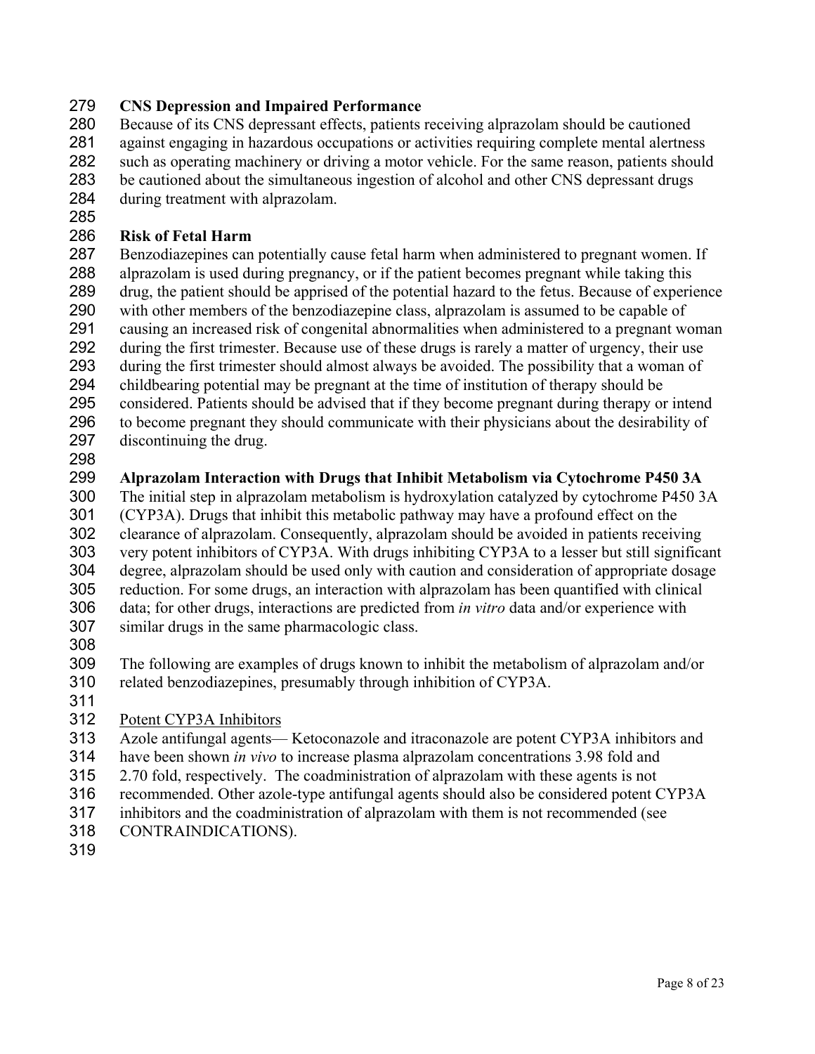**CNS Depression and Impaired Performance**

Because of its CNS depressant effects, patients receiving alprazolam should be cautioned against engaging in hazardous occupations or activities requiring complete mental alertness such as operating machinery or driving a motor vehicle. For the same reason, patients should be cautioned about the simultaneous ingestion of alcohol and other CNS depressant drugs during treatment with alprazolam.

**Risk of Fetal Harm**

Benzodiazepines can potentially cause fetal harm when administered to pregnant women. If alprazolam is used during pregnancy, or if the patient becomes pregnant while taking this drug, the patient should be apprised of the potential hazard to the fetus. Because of experience with other members of the benzodiazepine class, alprazolam is assumed to be capable of causing an increased risk of congenital abnormalities when administered to a pregnant woman during the first trimester. Because use of these drugs is rarely a matter of urgency, their use during the first trimester should almost always be avoided. The possibility that a woman of childbearing potential may be pregnant at the time of institution of therapy should be considered. Patients should be advised that if they become pregnant during therapy or intend to become pregnant they should communicate with their physicians about the desirability of discontinuing the drug.

**Alprazolam Interaction with Drugs that Inhibit Metabolism via Cytochrome P450 3A**

The initial step in alprazolam metabolism is hydroxylation catalyzed by cytochrome P450 3A (CYP3A). Drugs that inhibit this metabolic pathway may have a profound effect on the clearance of alprazolam. Consequently, alprazolam should be avoided in patients receiving very potent inhibitors of CYP3A. With drugs inhibiting CYP3A to a lesser but still significant degree, alprazolam should be used only with caution and consideration of appropriate dosage reduction. For some drugs, an interaction with alprazolam has been quantified with clinical data; for other drugs, interactions are predicted from *in vitro* data and/or experience with similar drugs in the same pharmacologic class.

The following are examples of drugs known to inhibit the metabolism of alprazolam and/or related benzodiazepines, presumably through inhibition of CYP3A.

<u>Potent CYP3A Inhibitors</u>

Azole antifungal agents— Ketoconazole and itraconazole are potent CYP3A inhibitors and have been shown *in vivo* to increase plasma alprazolam concentrations 3.98 fold and 2.70 fold, respectively. The coadministration of alprazolam with these agents is not recommended. Other azole-type antifungal agents should also be considered potent CYP3A inhibitors and the coadministration of alprazolam with them is not recommended (see CONTRAINDICATIONS).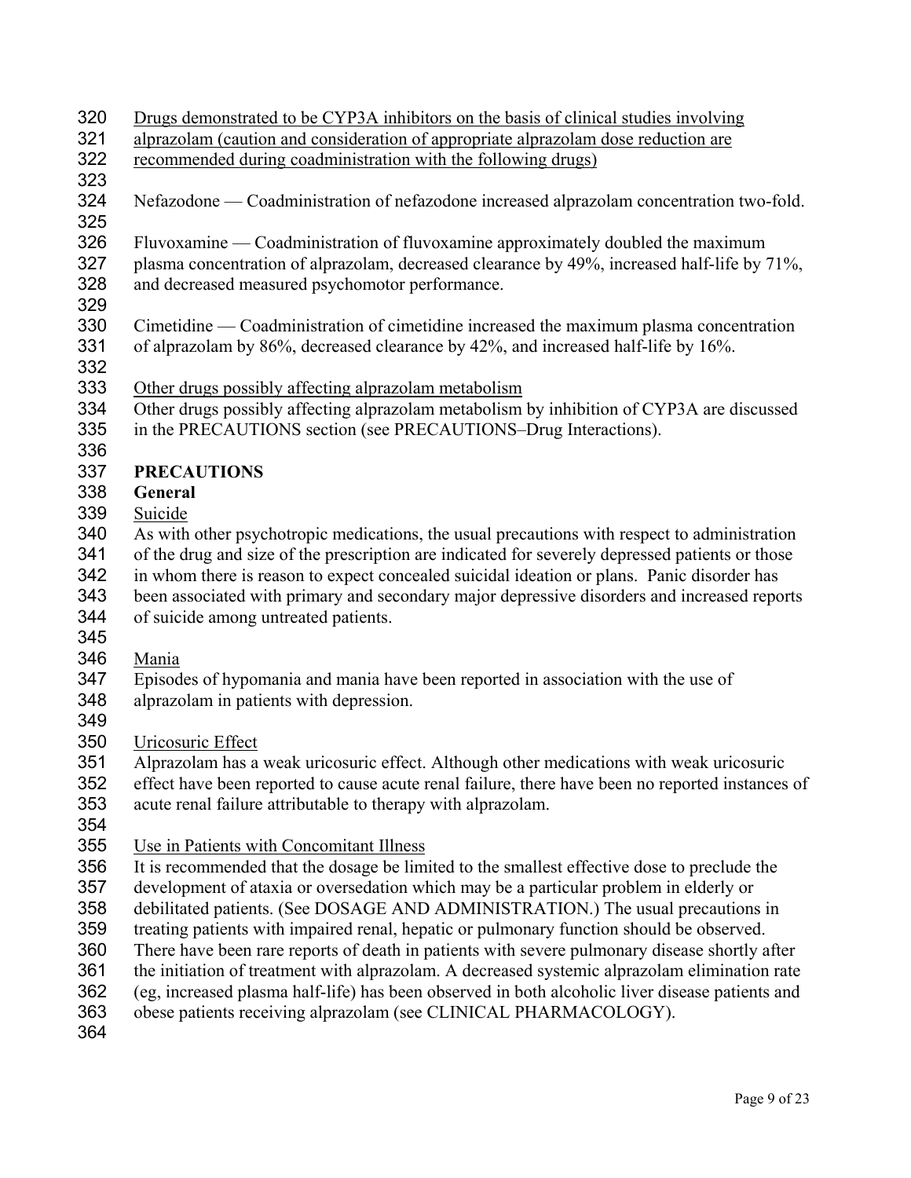Drugs demonstrated to be CYP3A inhibitors on the basis of clinical studies involving alprazolam (caution and consideration of appropriate alprazolam dose reduction are recommended during coadministration with the following drugs)

Nefazodone — Coadministration of nefazodone increased alprazolam concentration two-fold.

Fluvoxamine — Coadministration of fluvoxamine approximately doubled the maximum plasma concentration of alprazolam, decreased clearance by 49%, increased half-life by 71%, and decreased measured psychomotor performance.

Cimetidine — Coadministration of cimetidine increased the maximum plasma concentration of alprazolam by 86%, decreased clearance by 42%, and increased half-life by 16%.

Other drugs possibly affecting alprazolam metabolism

Other drugs possibly affecting alprazolam metabolism by inhibition of CYP3A are discussed in the PRECAUTIONS section (see PRECAUTIONS–Drug Interactions).

## PRECAUTIONS

### General

Suicide

As with other psychotropic medications, the usual precautions with respect to administration of the drug and size of the prescription are indicated for severely depressed patients or those in whom there is reason to expect concealed suicidal ideation or plans. Panic disorder has been associated with primary and secondary major depressive disorders and increased reports of suicide among untreated patients.

Mania

Episodes of hypomania and mania have been reported in association with the use of alprazolam in patients with depression.

Uricosuric Effect

Alprazolam has a weak uricosuric effect. Although other medications with weak uricosuric effect have been reported to cause acute renal failure, there have been no reported instances of acute renal failure attributable to therapy with alprazolam.

Use in Patients with Concomitant Illness

It is recommended that the dosage be limited to the smallest effective dose to preclude the development of ataxia or oversedation which may be a particular problem in elderly or debilitated patients. (See DOSAGE AND ADMINISTRATION.) The usual precautions in treating patients with impaired renal, hepatic or pulmonary function should be observed. There have been rare reports of death in patients with severe pulmonary disease shortly after the initiation of treatment with alprazolam. A decreased systemic alprazolam elimination rate (eg, increased plasma half-life) has been observed in both alcoholic liver disease patients and obese patients receiving alprazolam (see CLINICAL PHARMACOLOGY).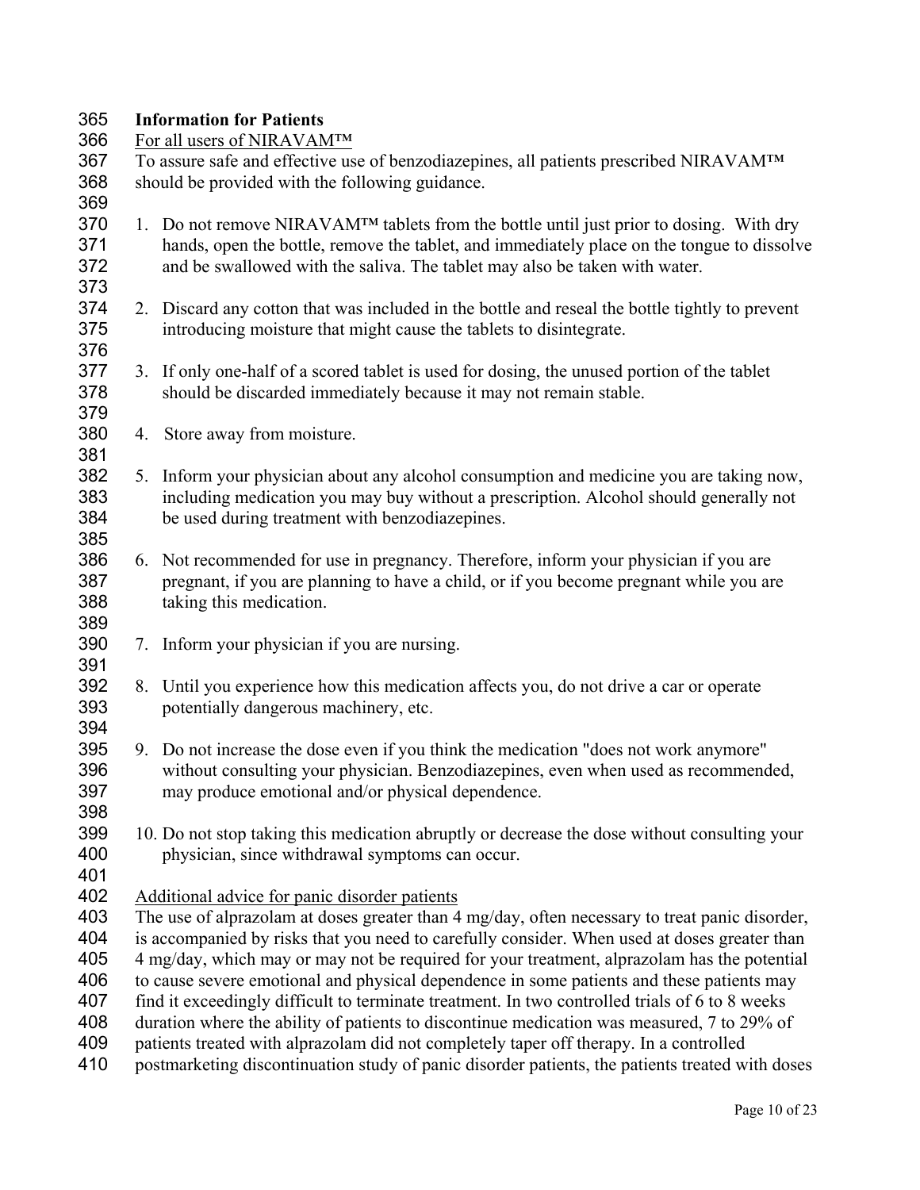**Information for Patients**

For all users of NIRAVAM™

To assure safe and effective use of benzodiazepines, all patients prescribed NIRAVAM™ should be provided with the following guidance.

1. Do not remove NIRAVAM™ tablets from the bottle until just prior to dosing. With dry hands, open the bottle, remove the tablet, and immediately place on the tongue to dissolve and be swallowed with the saliva. The tablet may also be taken with water.

2. Discard any cotton that was included in the bottle and reseal the bottle tightly to prevent introducing moisture that might cause the tablets to disintegrate.

3. If only one-half of a scored tablet is used for dosing, the unused portion of the tablet should be discarded immediately because it may not remain stable.

4. Store away from moisture.

5. Inform your physician about any alcohol consumption and medicine you are taking now, including medication you may buy without a prescription. Alcohol should generally not be used during treatment with benzodiazepines.

6. Not recommended for use in pregnancy. Therefore, inform your physician if you are pregnant, if you are planning to have a child, or if you become pregnant while you are taking this medication.

7. Inform your physician if you are nursing.

8. Until you experience how this medication affects you, do not drive a car or operate potentially dangerous machinery, etc.

9. Do not increase the dose even if you think the medication "does not work anymore" without consulting your physician. Benzodiazepines, even when used as recommended, may produce emotional and/or physical dependence.

10. Do not stop taking this medication abruptly or decrease the dose without consulting your physician, since withdrawal symptoms can occur.

Additional advice for panic disorder patients

The use of alprazolam at doses greater than 4 mg/day, often necessary to treat panic disorder, is accompanied by risks that you need to carefully consider. When used at doses greater than 4 mg/day, which may or may not be required for your treatment, alprazolam has the potential to cause severe emotional and physical dependence in some patients and these patients may find it exceedingly difficult to terminate treatment. In two controlled trials of 6 to 8 weeks duration where the ability of patients to discontinue medication was measured, 7 to 29% of patients treated with alprazolam did not completely taper off therapy. In a controlled postmarketing discontinuation study of panic disorder patients, the patients treated with doses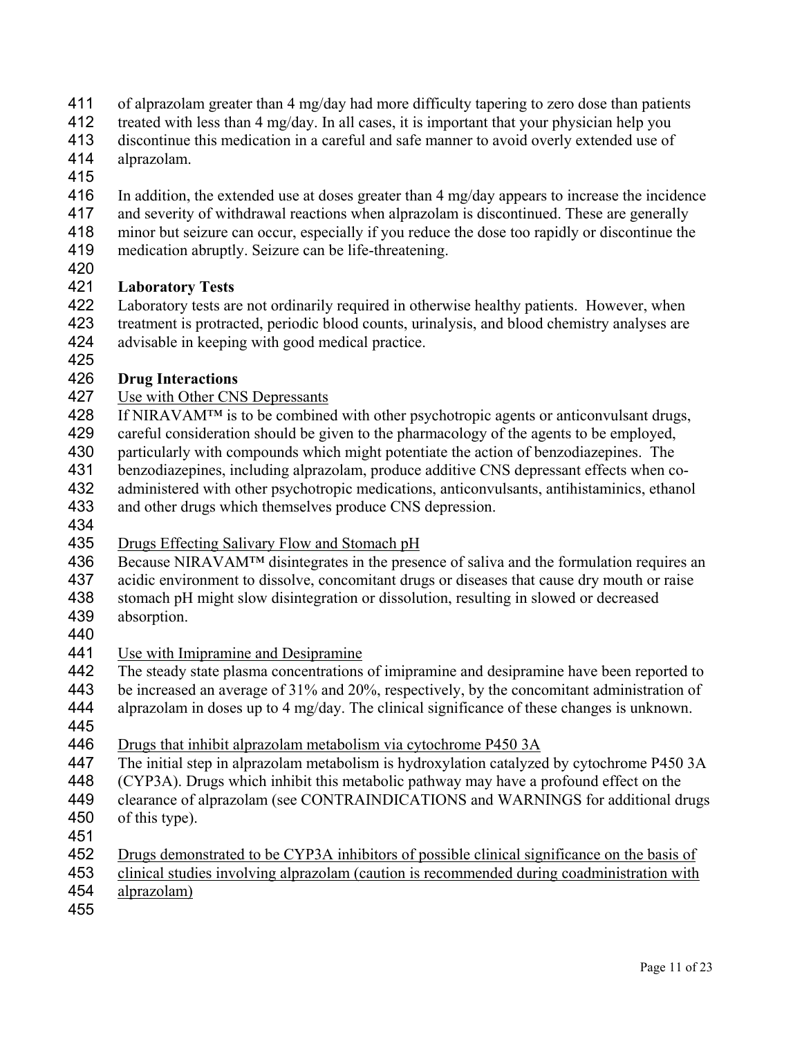of alprazolam greater than 4 mg/day had more difficulty tapering to zero dose than patients treated with less than 4 mg/day. In all cases, it is important that your physician help you discontinue this medication in a careful and safe manner to avoid overly extended use of alprazolam.

In addition, the extended use at doses greater than 4 mg/day appears to increase the incidence and severity of withdrawal reactions when alprazolam is discontinued. These are generally minor but seizure can occur, especially if you reduce the dose too rapidly or discontinue the medication abruptly. Seizure can be life-threatening.

**Laboratory Tests**

Laboratory tests are not ordinarily required in otherwise healthy patients. However, when treatment is protracted, periodic blood counts, urinalysis, and blood chemistry analyses are advisable in keeping with good medical practice.

**Drug Interactions**

Use with Other CNS Depressants

If NIRAVAM™ is to be combined with other psychotropic agents or anticonvulsant drugs, careful consideration should be given to the pharmacology of the agents to be employed, particularly with compounds which might potentiate the action of benzodiazepines. The benzodiazepines, including alprazolam, produce additive CNS depressant effects when co-administered with other psychotropic medications, anticonvulsants, antihistaminics, ethanol and other drugs which themselves produce CNS depression.

Drugs Effecting Salivary Flow and Stomach pH

Because NIRAVAM™ disintegrates in the presence of saliva and the formulation requires an acidic environment to dissolve, concomitant drugs or diseases that cause dry mouth or raise stomach pH might slow disintegration or dissolution, resulting in slowed or decreased absorption.

Use with Imipramine and Desipramine

The steady state plasma concentrations of imipramine and desipramine have been reported to be increased an average of 31% and 20%, respectively, by the concomitant administration of alprazolam in doses up to 4 mg/day. The clinical significance of these changes is unknown.

Drugs that inhibit alprazolam metabolism via cytochrome P450 3A

The initial step in alprazolam metabolism is hydroxylation catalyzed by cytochrome P450 3A (CYP3A). Drugs which inhibit this metabolic pathway may have a profound effect on the clearance of alprazolam (see CONTRAINDICATIONS and WARNINGS for additional drugs of this type).

Drugs demonstrated to be CYP3A inhibitors of possible clinical significance on the basis of clinical studies involving alprazolam (caution is recommended during coadministration with alprazolam)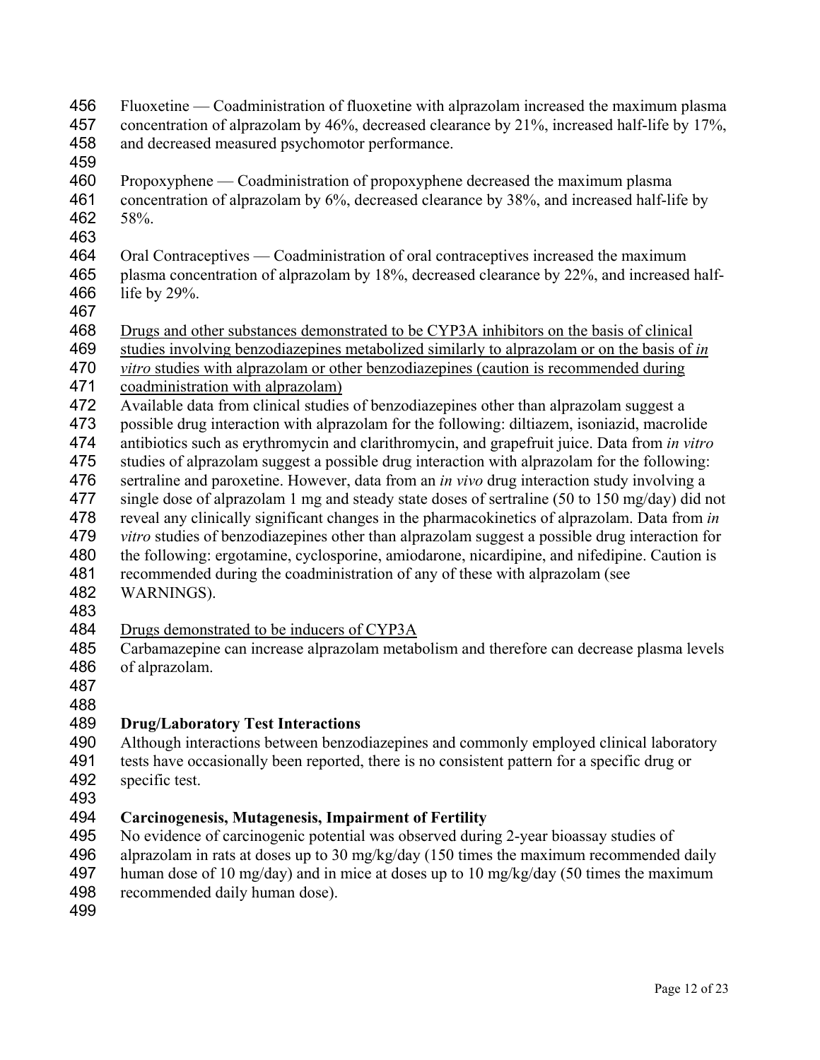Fluoxetine — Coadministration of fluoxetine with alprazolam increased the maximum plasma concentration of alprazolam by 46%, decreased clearance by 21%, increased half-life by 17%, and decreased measured psychomotor performance.

Propoxyphene — Coadministration of propoxyphene decreased the maximum plasma concentration of alprazolam by 6%, decreased clearance by 38%, and increased half-life by 58%.

Oral Contraceptives — Coadministration of oral contraceptives increased the maximum plasma concentration of alprazolam by 18%, decreased clearance by 22%, and increased half-life by 29%.

Drugs and other substances demonstrated to be CYP3A inhibitors on the basis of clinical studies involving benzodiazepines metabolized similarly to alprazolam or on the basis of *in vitro* studies with alprazolam or other benzodiazepines (caution is recommended during coadministration with alprazolam)

Available data from clinical studies of benzodiazepines other than alprazolam suggest a possible drug interaction with alprazolam for the following: diltiazem, isoniazid, macrolide antibiotics such as erythromycin and clarithromycin, and grapefruit juice. Data from *in vitro* studies of alprazolam suggest a possible drug interaction with alprazolam for the following: sertraline and paroxetine. However, data from an *in vivo* drug interaction study involving a single dose of alprazolam 1 mg and steady state doses of sertraline (50 to 150 mg/day) did not reveal any clinically significant changes in the pharmacokinetics of alprazolam. Data from *in vitro* studies of benzodiazepines other than alprazolam suggest a possible drug interaction for the following: ergotamine, cyclosporine, amiodarone, nicardipine, and nifedipine. Caution is recommended during the coadministration of any of these with alprazolam (see WARNINGS).

Drugs demonstrated to be inducers of CYP3A

Carbamazepine can increase alprazolam metabolism and therefore can decrease plasma levels of alprazolam.

**Drug/Laboratory Test Interactions**

Although interactions between benzodiazepines and commonly employed clinical laboratory tests have occasionally been reported, there is no consistent pattern for a specific drug or specific test.

**Carcinogenesis, Mutagenesis, Impairment of Fertility**

No evidence of carcinogenic potential was observed during 2-year bioassay studies of alprazolam in rats at doses up to 30 mg/kg/day (150 times the maximum recommended daily human dose of 10 mg/day) and in mice at doses up to 10 mg/kg/day (50 times the maximum recommended daily human dose).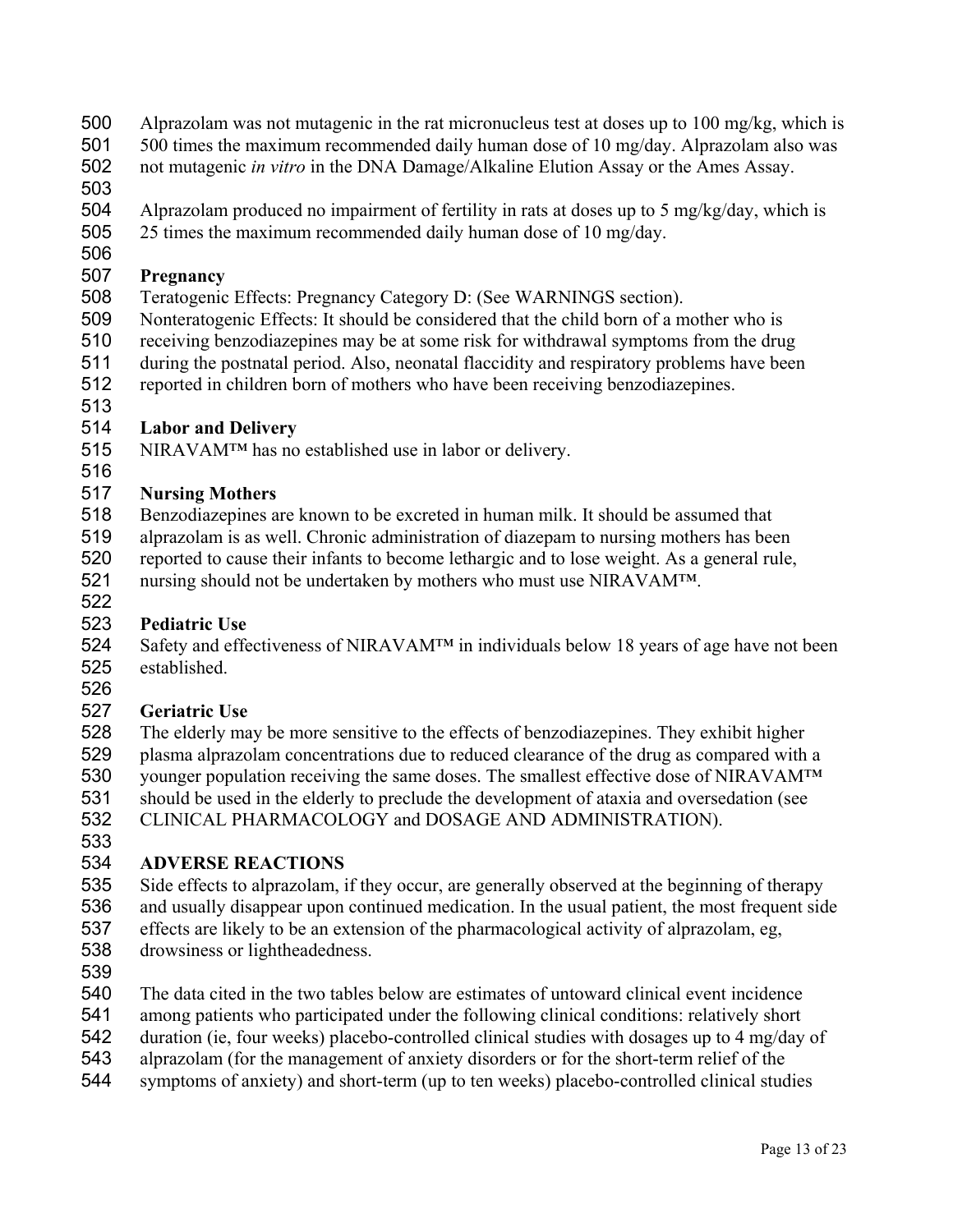Alprazolam was not mutagenic in the rat micronucleus test at doses up to 100 mg/kg, which is 500 times the maximum recommended daily human dose of 10 mg/day. Alprazolam also was not mutagenic *in vitro* in the DNA Damage/Alkaline Elution Assay or the Ames Assay.

Alprazolam produced no impairment of fertility in rats at doses up to 5 mg/kg/day, which is 25 times the maximum recommended daily human dose of 10 mg/day.

**Pregnancy**

Teratogenic Effects: Pregnancy Category D: (See WARNINGS section).

Nonteratogenic Effects: It should be considered that the child born of a mother who is receiving benzodiazepines may be at some risk for withdrawal symptoms from the drug during the postnatal period. Also, neonatal flaccidity and respiratory problems have been reported in children born of mothers who have been receiving benzodiazepines.

**Labor and Delivery**

NIRAVAM™ has no established use in labor or delivery.

**Nursing Mothers**

Benzodiazepines are known to be excreted in human milk. It should be assumed that alprazolam is as well. Chronic administration of diazepam to nursing mothers has been reported to cause their infants to become lethargic and to lose weight. As a general rule, nursing should not be undertaken by mothers who must use NIRAVAM™.

**Pediatric Use**

Safety and effectiveness of NIRAVAM™ in individuals below 18 years of age have not been established.

**Geriatric Use**

The elderly may be more sensitive to the effects of benzodiazepines. They exhibit higher plasma alprazolam concentrations due to reduced clearance of the drug as compared with a younger population receiving the same doses. The smallest effective dose of NIRAVAM™ should be used in the elderly to preclude the development of ataxia and oversedation (see CLINICAL PHARMACOLOGY and DOSAGE AND ADMINISTRATION).

## ADVERSE REACTIONS

Side effects to alprazolam, if they occur, are generally observed at the beginning of therapy and usually disappear upon continued medication. In the usual patient, the most frequent side effects are likely to be an extension of the pharmacological activity of alprazolam, eg, drowsiness or lightheadedness.

The data cited in the two tables below are estimates of untoward clinical event incidence among patients who participated under the following clinical conditions: relatively short duration (ie, four weeks) placebo-controlled clinical studies with dosages up to 4 mg/day of alprazolam (for the management of anxiety disorders or for the short-term relief of the symptoms of anxiety) and short-term (up to ten weeks) placebo-controlled clinical studies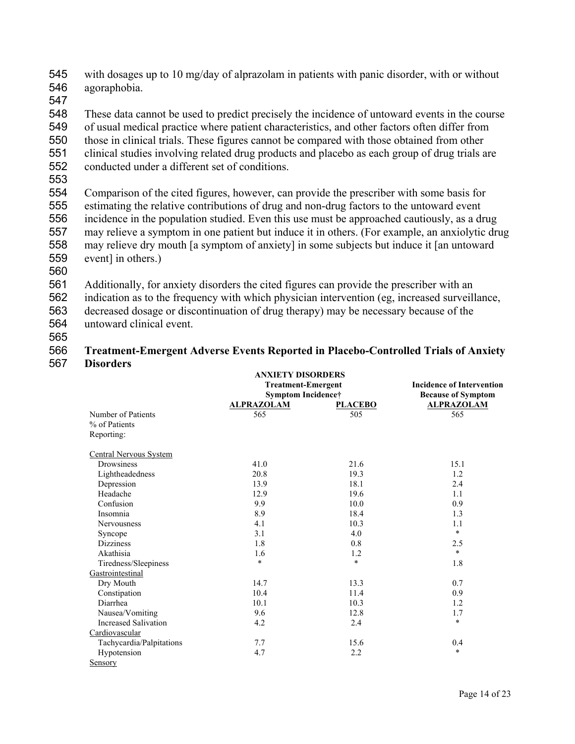with dosages up to 10 mg/day of alprazolam in patients with panic disorder, with or without agoraphobia.

These data cannot be used to predict precisely the incidence of untoward events in the course of usual medical practice where patient characteristics, and other factors often differ from those in clinical trials. These figures cannot be compared with those obtained from other clinical studies involving related drug products and placebo as each group of drug trials are conducted under a different set of conditions.

Comparison of the cited figures, however, can provide the prescriber with some basis for estimating the relative contributions of drug and non-drug factors to the untoward event incidence in the population studied. Even this use must be approached cautiously, as a drug may relieve a symptom in one patient but induce it in others. (For example, an anxiolytic drug may relieve dry mouth [a symptom of anxiety] in some subjects but induce it [an untoward event] in others.)

Additionally, for anxiety disorders the cited figures can provide the prescriber with an indication as to the frequency with which physician intervention (eg, increased surveillance, decreased dosage or discontinuation of drug therapy) may be necessary because of the untoward clinical event.

**Treatment-Emergent Adverse Events Reported in Placebo-Controlled Trials of Anxiety Disorders**

| | **ANXIETY DISORDERS Treatment-Emergent Symptom Incidence†** | | **Incidence of Intervention Because of Symptom** |
|---|---|---|---|
| | **ALPRAZOLAM** | **PLACEBO** | **ALPRAZOLAM** |
| Number of Patients | 565 | 505 | 565 |
| % of Patients Reporting: | | | |
| Central Nervous System | | | |
| Drowsiness | 41.0 | 21.6 | 15.1 |
| Lightheadedness | 20.8 | 19.3 | 1.2 |
| Depression | 13.9 | 18.1 | 2.4 |
| Headache | 12.9 | 19.6 | 1.1 |
| Confusion | 9.9 | 10.0 | 0.9 |
| Insomnia | 8.9 | 18.4 | 1.3 |
| Nervousness | 4.1 | 10.3 | 1.1 |
| Syncope | 3.1 | 4.0 | * |
| Dizziness | 1.8 | 0.8 | 2.5 |
| Akathisia | 1.6 | 1.2 | * |
| Tiredness/Sleepiness | * | * | 1.8 |
| Gastrointestinal | | | |
| Dry Mouth | 14.7 | 13.3 | 0.7 |
| Constipation | 10.4 | 11.4 | 0.9 |
| Diarrhea | 10.1 | 10.3 | 1.2 |
| Nausea/Vomiting | 9.6 | 12.8 | 1.7 |
| Increased Salivation | 4.2 | 2.4 | * |
| Cardiovascular | | | |
| Tachycardia/Palpitations | 7.7 | 15.6 | 0.4 |
| Hypotension | 4.7 | 2.2 | * |
| Sensory | | | |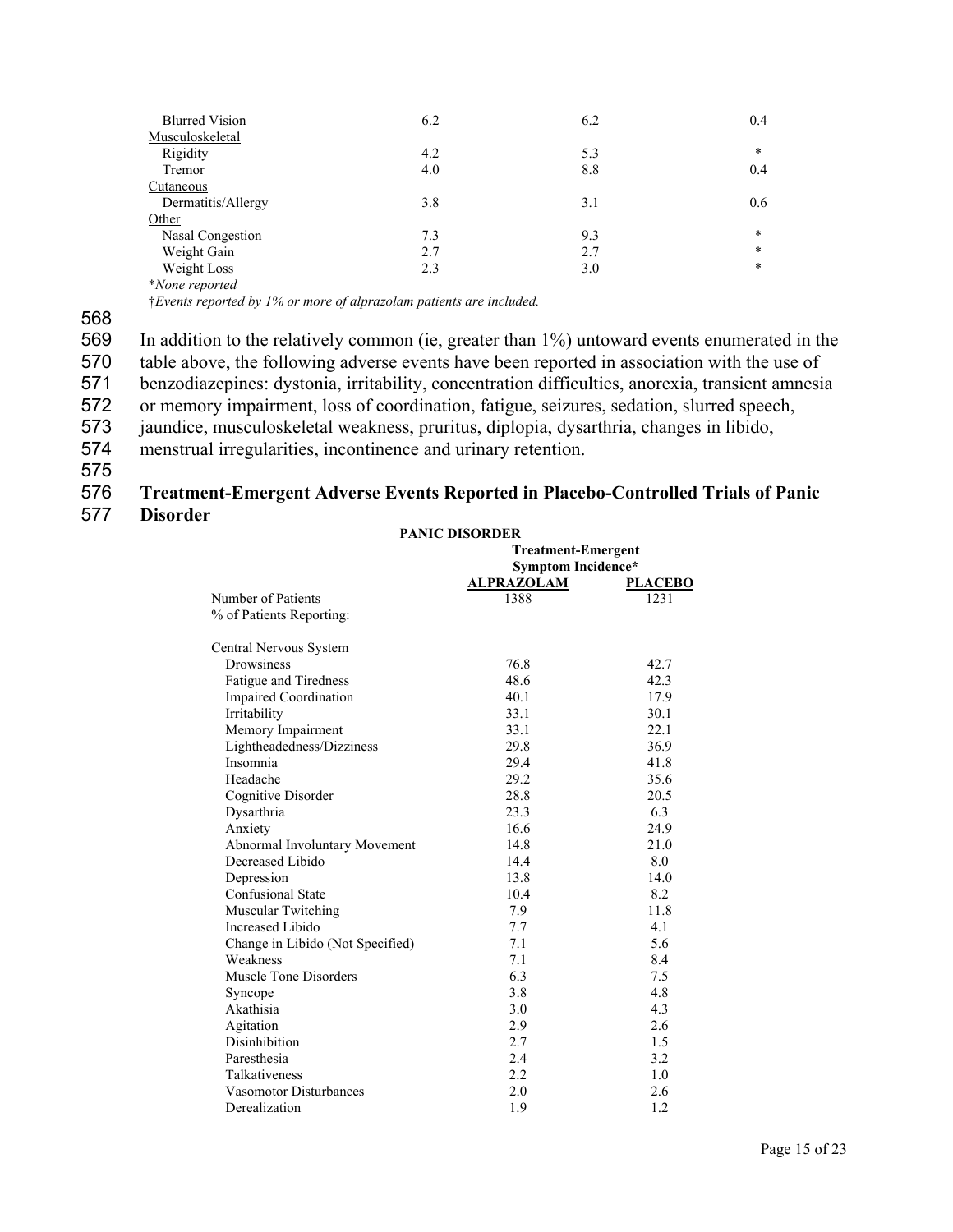| | | | |
|---|---|---|---|
| Blurred Vision | 6.2 | 6.2 | 0.4 |
| Musculoskeletal | | | |
| Rigidity | 4.2 | 5.3 | * |
| Tremor | 4.0 | 8.8 | 0.4 |
| Cutaneous | | | |
| Dermatitis/Allergy | 3.8 | 3.1 | 0.6 |
| Other | | | |
| Nasal Congestion | 7.3 | 9.3 | * |
| Weight Gain | 2.7 | 2.7 | * |
| Weight Loss | 2.3 | 3.0 | * |

*None reported

†*Events reported by 1% or more of alprazolam patients are included.*

In addition to the relatively common (ie, greater than 1%) untoward events enumerated in the table above, the following adverse events have been reported in association with the use of benzodiazepines: dystonia, irritability, concentration difficulties, anorexia, transient amnesia or memory impairment, loss of coordination, fatigue, seizures, sedation, slurred speech, jaundice, musculoskeletal weakness, pruritus, diplopia, dysarthria, changes in libido, menstrual irregularities, incontinence and urinary retention.

**Treatment-Emergent Adverse Events Reported in Placebo-Controlled Trials of Panic Disorder**

| PANIC DISORDER | Treatment-Emergent Symptom Incidence* | |
|---|---|---|
| | **ALPRAZOLAM** | **PLACEBO** |
| Number of Patients | 1388 | 1231 |
| % of Patients Reporting: | | |
| Central Nervous System | | |
| Drowsiness | 76.8 | 42.7 |
| Fatigue and Tiredness | 48.6 | 42.3 |
| Impaired Coordination | 40.1 | 17.9 |
| Irritability | 33.1 | 30.1 |
| Memory Impairment | 33.1 | 22.1 |
| Lightheadedness/Dizziness | 29.8 | 36.9 |
| Insomnia | 29.4 | 41.8 |
| Headache | 29.2 | 35.6 |
| Cognitive Disorder | 28.8 | 20.5 |
| Dysarthria | 23.3 | 6.3 |
| Anxiety | 16.6 | 24.9 |
| Abnormal Involuntary Movement | 14.8 | 21.0 |
| Decreased Libido | 14.4 | 8.0 |
| Depression | 13.8 | 14.0 |
| Confusional State | 10.4 | 8.2 |
| Muscular Twitching | 7.9 | 11.8 |
| Increased Libido | 7.7 | 4.1 |
| Change in Libido (Not Specified) | 7.1 | 5.6 |
| Weakness | 7.1 | 8.4 |
| Muscle Tone Disorders | 6.3 | 7.5 |
| Syncope | 3.8 | 4.8 |
| Akathisia | 3.0 | 4.3 |
| Agitation | 2.9 | 2.6 |
| Disinhibition | 2.7 | 1.5 |
| Paresthesia | 2.4 | 3.2 |
| Talkativeness | 2.2 | 1.0 |
| Vasomotor Disturbances | 2.0 | 2.6 |
| Derealization | 1.9 | 1.2 |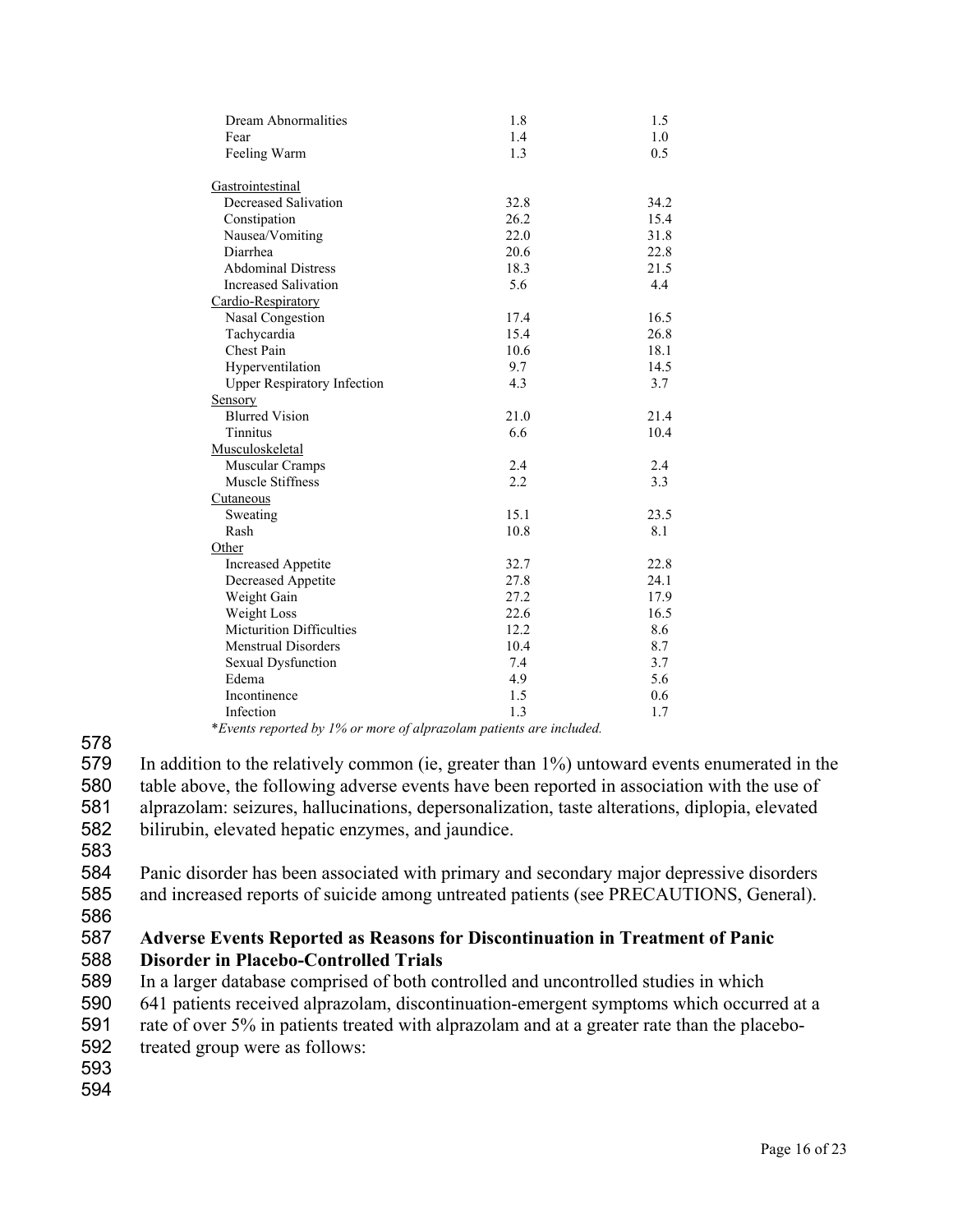| | | |
|---|---|---|
| Dream Abnormalities | 1.8 | 1.5 |
| Fear | 1.4 | 1.0 |
| Feeling Warm | 1.3 | 0.5 |
| Gastrointestinal | | |
| Decreased Salivation | 32.8 | 34.2 |
| Constipation | 26.2 | 15.4 |
| Nausea/Vomiting | 22.0 | 31.8 |
| Diarrhea | 20.6 | 22.8 |
| Abdominal Distress | 18.3 | 21.5 |
| Increased Salivation | 5.6 | 4.4 |
| Cardio-Respiratory | | |
| Nasal Congestion | 17.4 | 16.5 |
| Tachycardia | 15.4 | 26.8 |
| Chest Pain | 10.6 | 18.1 |
| Hyperventilation | 9.7 | 14.5 |
| Upper Respiratory Infection | 4.3 | 3.7 |
| Sensory | | |
| Blurred Vision | 21.0 | 21.4 |
| Tinnitus | 6.6 | 10.4 |
| Musculoskeletal | | |
| Muscular Cramps | 2.4 | 2.4 |
| Muscle Stiffness | 2.2 | 3.3 |
| Cutaneous | | |
| Sweating | 15.1 | 23.5 |
| Rash | 10.8 | 8.1 |
| Other | | |
| Increased Appetite | 32.7 | 22.8 |
| Decreased Appetite | 27.8 | 24.1 |
| Weight Gain | 27.2 | 17.9 |
| Weight Loss | 22.6 | 16.5 |
| Micturition Difficulties | 12.2 | 8.6 |
| Menstrual Disorders | 10.4 | 8.7 |
| Sexual Dysfunction | 7.4 | 3.7 |
| Edema | 4.9 | 5.6 |
| Incontinence | 1.5 | 0.6 |
| Infection | 1.3 | 1.7 |

*\*Events reported by 1% or more of alprazolam patients are included.*

In addition to the relatively common (ie, greater than 1%) untoward events enumerated in the table above, the following adverse events have been reported in association with the use of alprazolam: seizures, hallucinations, depersonalization, taste alterations, diplopia, elevated bilirubin, elevated hepatic enzymes, and jaundice.

Panic disorder has been associated with primary and secondary major depressive disorders and increased reports of suicide among untreated patients (see PRECAUTIONS, General).

**Adverse Events Reported as Reasons for Discontinuation in Treatment of Panic Disorder in Placebo-Controlled Trials**

In a larger database comprised of both controlled and uncontrolled studies in which 641 patients received alprazolam, discontinuation-emergent symptoms which occurred at a rate of over 5% in patients treated with alprazolam and at a greater rate than the placebo-treated group were as follows: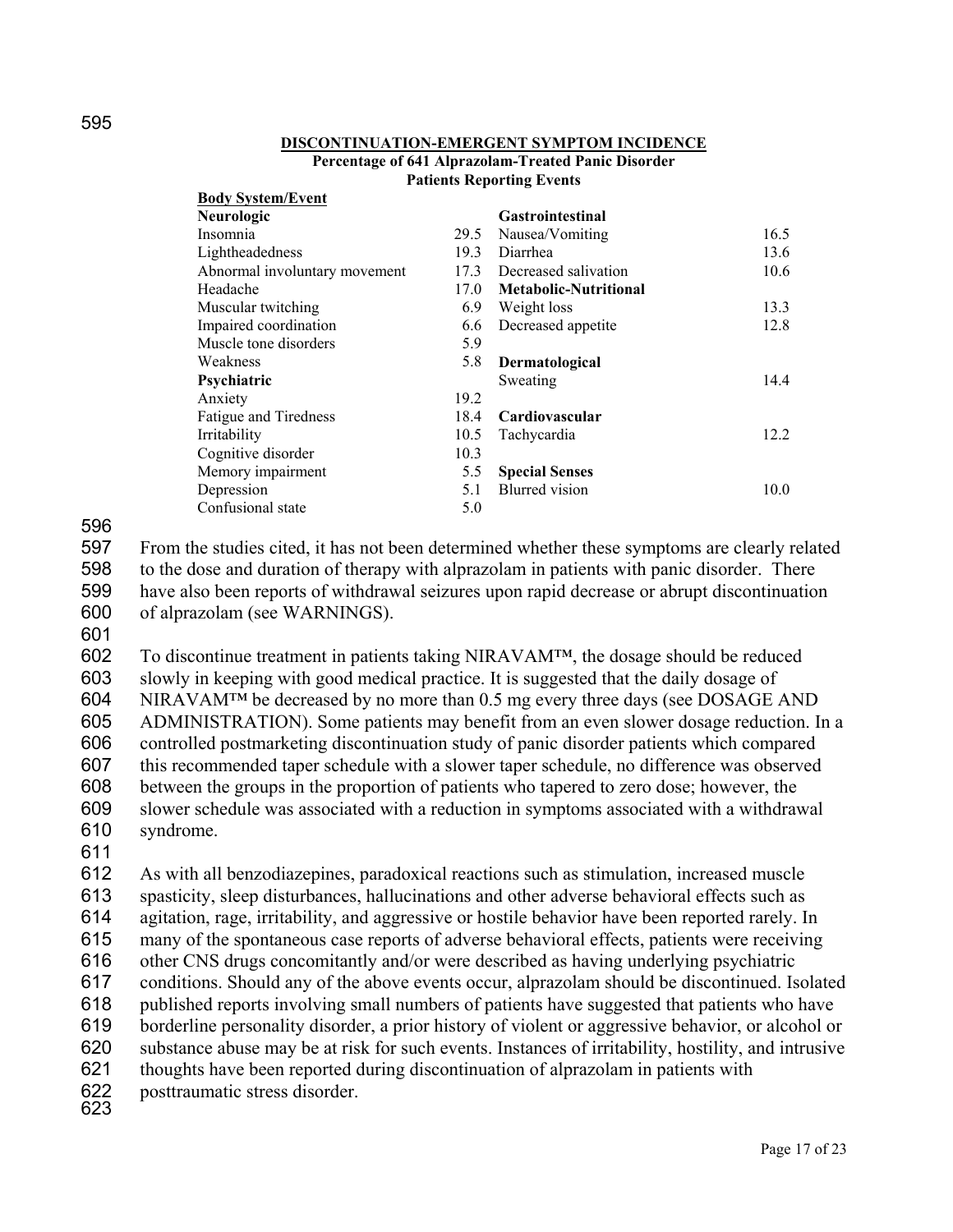**DISCONTINUATION-EMERGENT SYMPTOM INCIDENCE**

**Percentage of 641 Alprazolam-Treated Panic Disorder Patients Reporting Events**

| Body System/Event | | | |
|---|---|---|---|
| **Neurologic** | | **Gastrointestinal** | |
| Insomnia | 29.5 | Nausea/Vomiting | 16.5 |
| Lightheadedness | 19.3 | Diarrhea | 13.6 |
| Abnormal involuntary movement | 17.3 | Decreased salivation | 10.6 |
| Headache | 17.0 | **Metabolic-Nutritional** | |
| Muscular twitching | 6.9 | Weight loss | 13.3 |
| Impaired coordination | 6.6 | Decreased appetite | 12.8 |
| Muscle tone disorders | 5.9 | | |
| Weakness | 5.8 | **Dermatological** | |
| **Psychiatric** | | Sweating | 14.4 |
| Anxiety | 19.2 | | |
| Fatigue and Tiredness | 18.4 | **Cardiovascular** | |
| Irritability | 10.5 | Tachycardia | 12.2 |
| Cognitive disorder | 10.3 | | |
| Memory impairment | 5.5 | **Special Senses** | |
| Depression | 5.1 | Blurred vision | 10.0 |
| Confusional state | 5.0 | | |

From the studies cited, it has not been determined whether these symptoms are clearly related to the dose and duration of therapy with alprazolam in patients with panic disorder. There have also been reports of withdrawal seizures upon rapid decrease or abrupt discontinuation of alprazolam (see WARNINGS).

To discontinue treatment in patients taking NIRAVAM™, the dosage should be reduced slowly in keeping with good medical practice. It is suggested that the daily dosage of NIRAVAM™ be decreased by no more than 0.5 mg every three days (see DOSAGE AND ADMINISTRATION). Some patients may benefit from an even slower dosage reduction. In a controlled postmarketing discontinuation study of panic disorder patients which compared this recommended taper schedule with a slower taper schedule, no difference was observed between the groups in the proportion of patients who tapered to zero dose; however, the slower schedule was associated with a reduction in symptoms associated with a withdrawal syndrome.

As with all benzodiazepines, paradoxical reactions such as stimulation, increased muscle spasticity, sleep disturbances, hallucinations and other adverse behavioral effects such as agitation, rage, irritability, and aggressive or hostile behavior have been reported rarely. In many of the spontaneous case reports of adverse behavioral effects, patients were receiving other CNS drugs concomitantly and/or were described as having underlying psychiatric conditions. Should any of the above events occur, alprazolam should be discontinued. Isolated published reports involving small numbers of patients have suggested that patients who have borderline personality disorder, a prior history of violent or aggressive behavior, or alcohol or substance abuse may be at risk for such events. Instances of irritability, hostility, and intrusive thoughts have been reported during discontinuation of alprazolam in patients with posttraumatic stress disorder.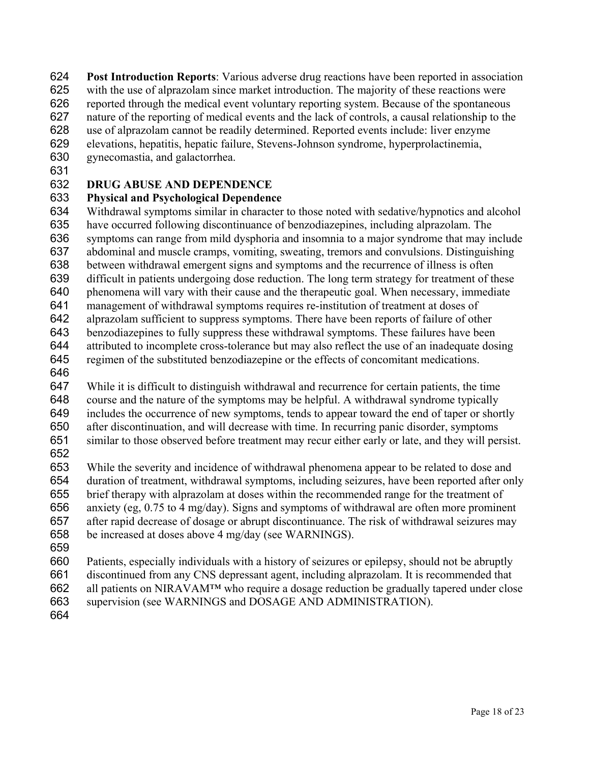**Post Introduction Reports**: Various adverse drug reactions have been reported in association with the use of alprazolam since market introduction. The majority of these reactions were reported through the medical event voluntary reporting system. Because of the spontaneous nature of the reporting of medical events and the lack of controls, a causal relationship to the use of alprazolam cannot be readily determined. Reported events include: liver enzyme elevations, hepatitis, hepatic failure, Stevens-Johnson syndrome, hyperprolactinemia, gynecomastia, and galactorrhea.

## DRUG ABUSE AND DEPENDENCE

### Physical and Psychological Dependence

Withdrawal symptoms similar in character to those noted with sedative/hypnotics and alcohol have occurred following discontinuance of benzodiazepines, including alprazolam. The symptoms can range from mild dysphoria and insomnia to a major syndrome that may include abdominal and muscle cramps, vomiting, sweating, tremors and convulsions. Distinguishing between withdrawal emergent signs and symptoms and the recurrence of illness is often difficult in patients undergoing dose reduction. The long term strategy for treatment of these phenomena will vary with their cause and the therapeutic goal. When necessary, immediate management of withdrawal symptoms requires re-institution of treatment at doses of alprazolam sufficient to suppress symptoms. There have been reports of failure of other benzodiazepines to fully suppress these withdrawal symptoms. These failures have been attributed to incomplete cross-tolerance but may also reflect the use of an inadequate dosing regimen of the substituted benzodiazepine or the effects of concomitant medications.

While it is difficult to distinguish withdrawal and recurrence for certain patients, the time course and the nature of the symptoms may be helpful. A withdrawal syndrome typically includes the occurrence of new symptoms, tends to appear toward the end of taper or shortly after discontinuation, and will decrease with time. In recurring panic disorder, symptoms similar to those observed before treatment may recur either early or late, and they will persist.

While the severity and incidence of withdrawal phenomena appear to be related to dose and duration of treatment, withdrawal symptoms, including seizures, have been reported after only brief therapy with alprazolam at doses within the recommended range for the treatment of anxiety (eg, 0.75 to 4 mg/day). Signs and symptoms of withdrawal are often more prominent after rapid decrease of dosage or abrupt discontinuance. The risk of withdrawal seizures may be increased at doses above 4 mg/day (see WARNINGS).

Patients, especially individuals with a history of seizures or epilepsy, should not be abruptly discontinued from any CNS depressant agent, including alprazolam. It is recommended that all patients on NIRAVAM™ who require a dosage reduction be gradually tapered under close supervision (see WARNINGS and DOSAGE AND ADMINISTRATION).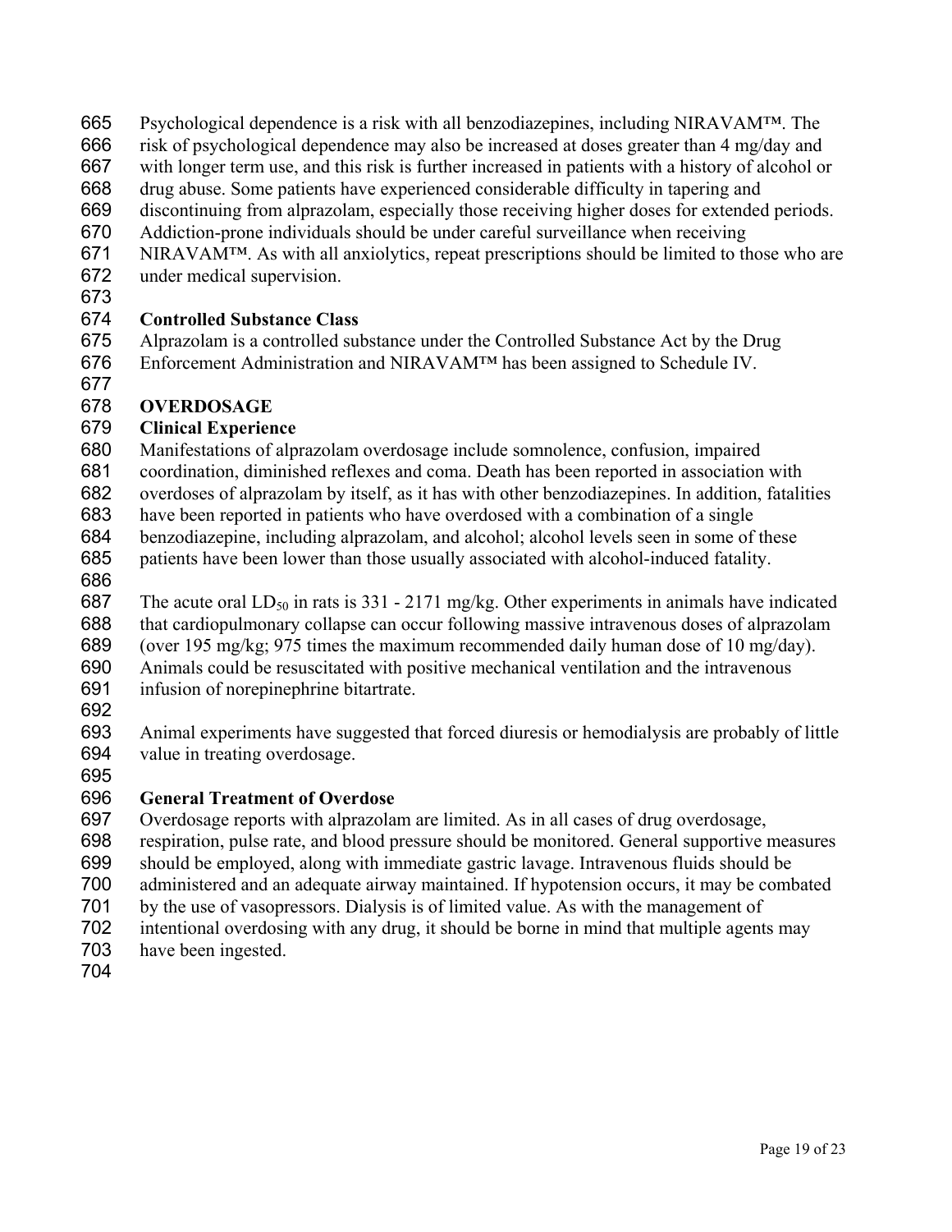Psychological dependence is a risk with all benzodiazepines, including NIRAVAM™. The risk of psychological dependence may also be increased at doses greater than 4 mg/day and with longer term use, and this risk is further increased in patients with a history of alcohol or drug abuse. Some patients have experienced considerable difficulty in tapering and discontinuing from alprazolam, especially those receiving higher doses for extended periods. Addiction-prone individuals should be under careful surveillance when receiving NIRAVAM™. As with all anxiolytics, repeat prescriptions should be limited to those who are under medical supervision.

**Controlled Substance Class**

Alprazolam is a controlled substance under the Controlled Substance Act by the Drug Enforcement Administration and NIRAVAM™ has been assigned to Schedule IV.

## OVERDOSAGE

**Clinical Experience**

Manifestations of alprazolam overdosage include somnolence, confusion, impaired coordination, diminished reflexes and coma. Death has been reported in association with overdoses of alprazolam by itself, as it has with other benzodiazepines. In addition, fatalities have been reported in patients who have overdosed with a combination of a single benzodiazepine, including alprazolam, and alcohol; alcohol levels seen in some of these patients have been lower than those usually associated with alcohol-induced fatality.

The acute oral $LD_{50}$ in rats is 331 - 2171 mg/kg. Other experiments in animals have indicated that cardiopulmonary collapse can occur following massive intravenous doses of alprazolam (over 195 mg/kg; 975 times the maximum recommended daily human dose of 10 mg/day). Animals could be resuscitated with positive mechanical ventilation and the intravenous infusion of norepinephrine bitartrate.

Animal experiments have suggested that forced diuresis or hemodialysis are probably of little value in treating overdosage.

**General Treatment of Overdose**

Overdosage reports with alprazolam are limited. As in all cases of drug overdosage, respiration, pulse rate, and blood pressure should be monitored. General supportive measures should be employed, along with immediate gastric lavage. Intravenous fluids should be administered and an adequate airway maintained. If hypotension occurs, it may be combated by the use of vasopressors. Dialysis is of limited value. As with the management of intentional overdosing with any drug, it should be borne in mind that multiple agents may have been ingested.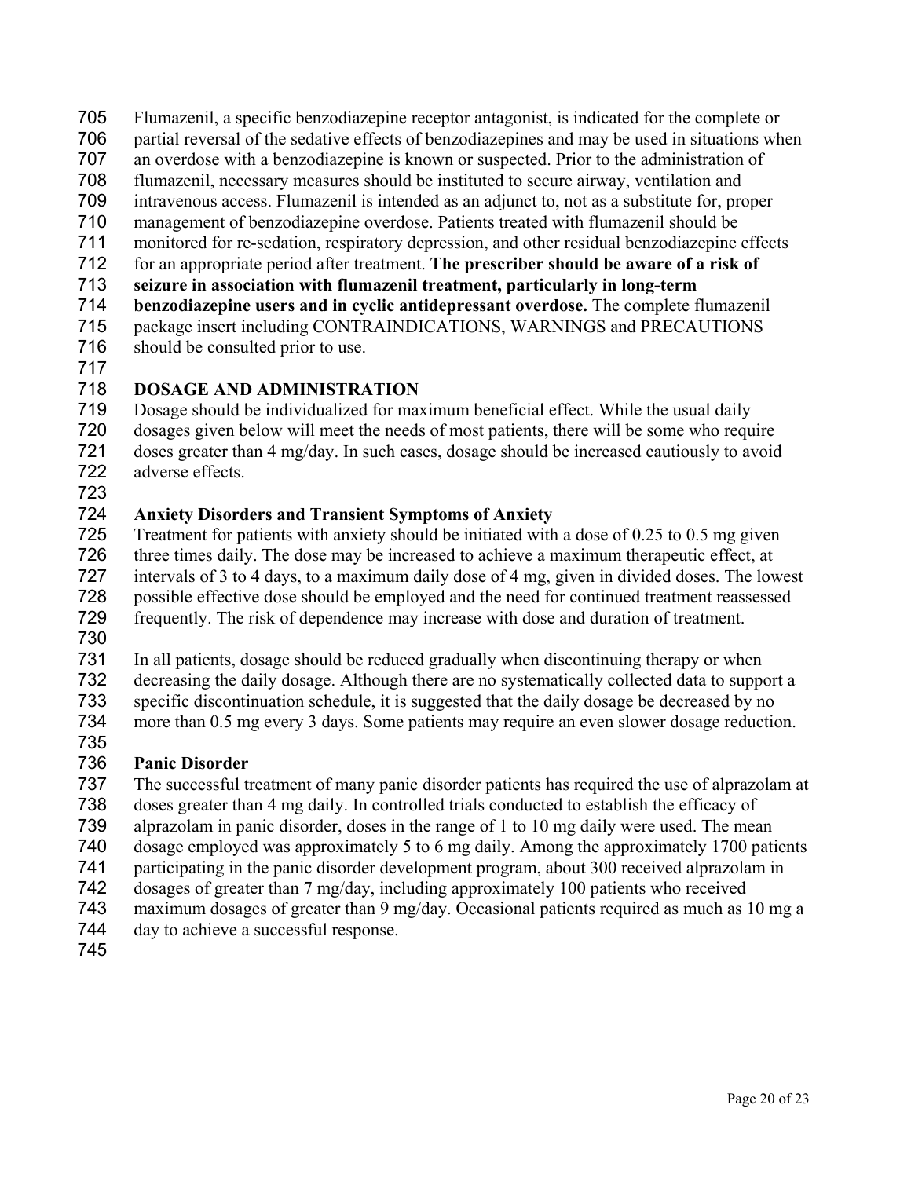Flumazenil, a specific benzodiazepine receptor antagonist, is indicated for the complete or partial reversal of the sedative effects of benzodiazepines and may be used in situations when an overdose with a benzodiazepine is known or suspected. Prior to the administration of flumazenil, necessary measures should be instituted to secure airway, ventilation and intravenous access. Flumazenil is intended as an adjunct to, not as a substitute for, proper management of benzodiazepine overdose. Patients treated with flumazenil should be monitored for re-sedation, respiratory depression, and other residual benzodiazepine effects for an appropriate period after treatment. **The prescriber should be aware of a risk of seizure in association with flumazenil treatment, particularly in long-term benzodiazepine users and in cyclic antidepressant overdose.** The complete flumazenil package insert including CONTRAINDICATIONS, WARNINGS and PRECAUTIONS should be consulted prior to use.

## DOSAGE AND ADMINISTRATION

Dosage should be individualized for maximum beneficial effect. While the usual daily dosages given below will meet the needs of most patients, there will be some who require doses greater than 4 mg/day. In such cases, dosage should be increased cautiously to avoid adverse effects.

### Anxiety Disorders and Transient Symptoms of Anxiety

Treatment for patients with anxiety should be initiated with a dose of 0.25 to 0.5 mg given three times daily. The dose may be increased to achieve a maximum therapeutic effect, at intervals of 3 to 4 days, to a maximum daily dose of 4 mg, given in divided doses. The lowest possible effective dose should be employed and the need for continued treatment reassessed frequently. The risk of dependence may increase with dose and duration of treatment.

In all patients, dosage should be reduced gradually when discontinuing therapy or when decreasing the daily dosage. Although there are no systematically collected data to support a specific discontinuation schedule, it is suggested that the daily dosage be decreased by no more than 0.5 mg every 3 days. Some patients may require an even slower dosage reduction.

### Panic Disorder

The successful treatment of many panic disorder patients has required the use of alprazolam at doses greater than 4 mg daily. In controlled trials conducted to establish the efficacy of alprazolam in panic disorder, doses in the range of 1 to 10 mg daily were used. The mean dosage employed was approximately 5 to 6 mg daily. Among the approximately 1700 patients participating in the panic disorder development program, about 300 received alprazolam in dosages of greater than 7 mg/day, including approximately 100 patients who received maximum dosages of greater than 9 mg/day. Occasional patients required as much as 10 mg a day to achieve a successful response.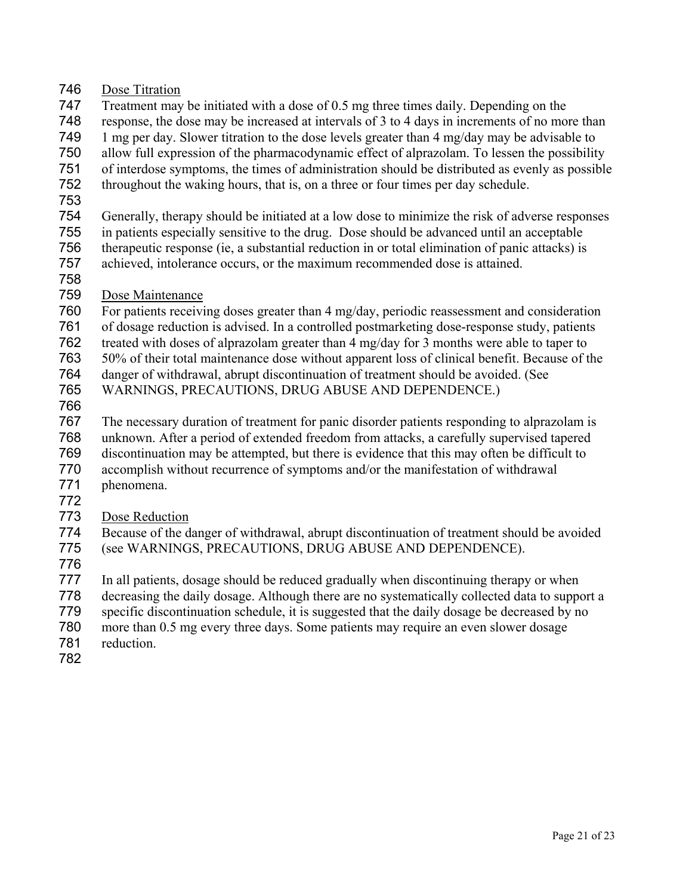### Dose Titration

Treatment may be initiated with a dose of 0.5 mg three times daily. Depending on the response, the dose may be increased at intervals of 3 to 4 days in increments of no more than 1 mg per day. Slower titration to the dose levels greater than 4 mg/day may be advisable to allow full expression of the pharmacodynamic effect of alprazolam. To lessen the possibility of interdose symptoms, the times of administration should be distributed as evenly as possible throughout the waking hours, that is, on a three or four times per day schedule.

Generally, therapy should be initiated at a low dose to minimize the risk of adverse responses in patients especially sensitive to the drug. Dose should be advanced until an acceptable therapeutic response (ie, a substantial reduction in or total elimination of panic attacks) is achieved, intolerance occurs, or the maximum recommended dose is attained.

### Dose Maintenance

For patients receiving doses greater than 4 mg/day, periodic reassessment and consideration of dosage reduction is advised. In a controlled postmarketing dose-response study, patients treated with doses of alprazolam greater than 4 mg/day for 3 months were able to taper to 50% of their total maintenance dose without apparent loss of clinical benefit. Because of the danger of withdrawal, abrupt discontinuation of treatment should be avoided. (See WARNINGS, PRECAUTIONS, DRUG ABUSE AND DEPENDENCE.)

The necessary duration of treatment for panic disorder patients responding to alprazolam is unknown. After a period of extended freedom from attacks, a carefully supervised tapered discontinuation may be attempted, but there is evidence that this may often be difficult to accomplish without recurrence of symptoms and/or the manifestation of withdrawal phenomena.

### Dose Reduction

Because of the danger of withdrawal, abrupt discontinuation of treatment should be avoided (see WARNINGS, PRECAUTIONS, DRUG ABUSE AND DEPENDENCE).

In all patients, dosage should be reduced gradually when discontinuing therapy or when decreasing the daily dosage. Although there are no systematically collected data to support a specific discontinuation schedule, it is suggested that the daily dosage be decreased by no more than 0.5 mg every three days. Some patients may require an even slower dosage reduction.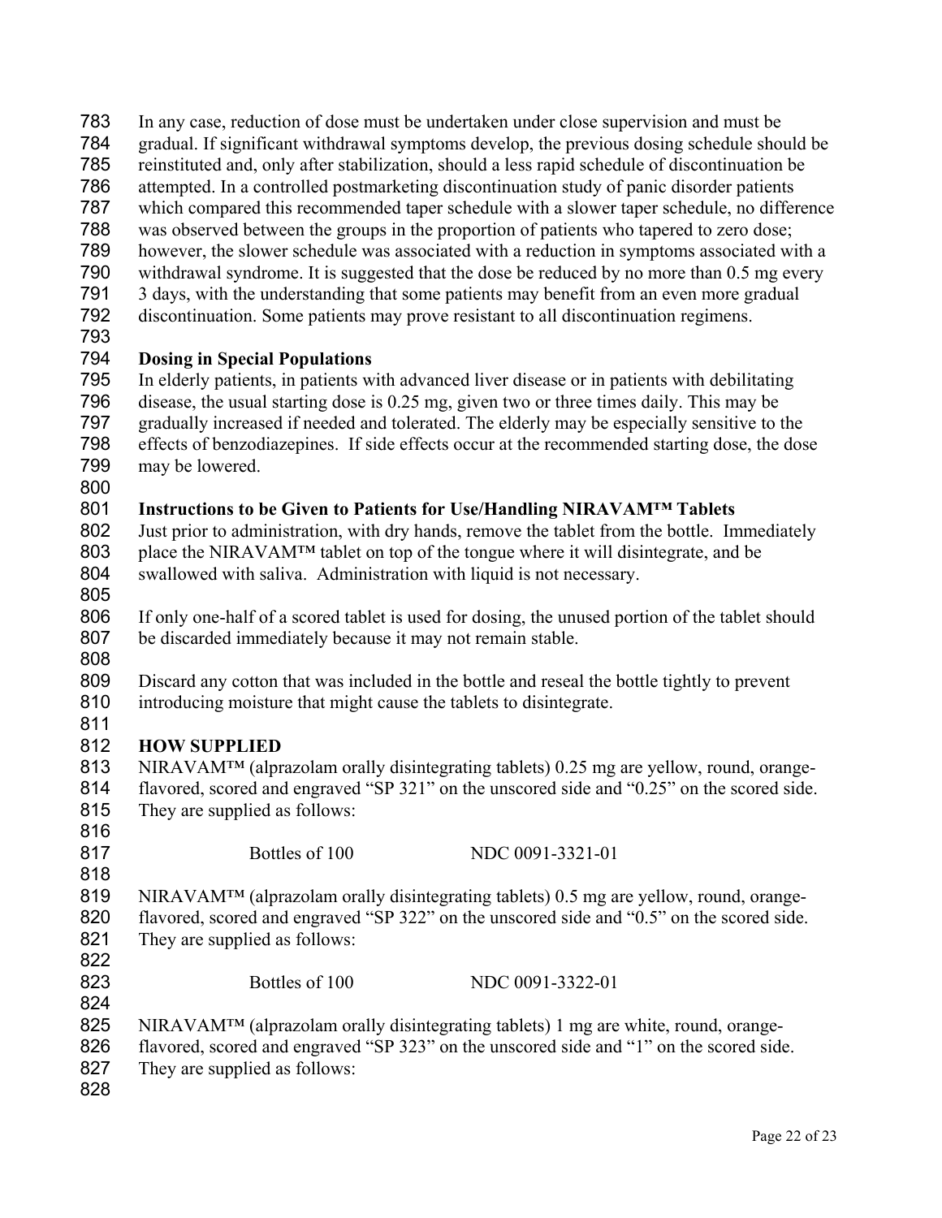In any case, reduction of dose must be undertaken under close supervision and must be gradual. If significant withdrawal symptoms develop, the previous dosing schedule should be reinstituted and, only after stabilization, should a less rapid schedule of discontinuation be attempted. In a controlled postmarketing discontinuation study of panic disorder patients which compared this recommended taper schedule with a slower taper schedule, no difference was observed between the groups in the proportion of patients who tapered to zero dose; however, the slower schedule was associated with a reduction in symptoms associated with a withdrawal syndrome. It is suggested that the dose be reduced by no more than 0.5 mg every 3 days, with the understanding that some patients may benefit from an even more gradual discontinuation. Some patients may prove resistant to all discontinuation regimens.

**Dosing in Special Populations**

In elderly patients, in patients with advanced liver disease or in patients with debilitating disease, the usual starting dose is 0.25 mg, given two or three times daily. This may be gradually increased if needed and tolerated. The elderly may be especially sensitive to the effects of benzodiazepines. If side effects occur at the recommended starting dose, the dose may be lowered.

**Instructions to be Given to Patients for Use/Handling NIRAVAM™ Tablets**

Just prior to administration, with dry hands, remove the tablet from the bottle. Immediately place the NIRAVAM™ tablet on top of the tongue where it will disintegrate, and be swallowed with saliva. Administration with liquid is not necessary.

If only one-half of a scored tablet is used for dosing, the unused portion of the tablet should be discarded immediately because it may not remain stable.

Discard any cotton that was included in the bottle and reseal the bottle tightly to prevent introducing moisture that might cause the tablets to disintegrate.

**HOW SUPPLIED**

NIRAVAM™ (alprazolam orally disintegrating tablets) 0.25 mg are yellow, round, orange-flavored, scored and engraved "SP 321" on the unscored side and "0.25" on the scored side. They are supplied as follows:

| Bottles of 100 | NDC 0091-3321-01 |
|---|---|

NIRAVAM™ (alprazolam orally disintegrating tablets) 0.5 mg are yellow, round, orange-flavored, scored and engraved "SP 322" on the unscored side and "0.5" on the scored side. They are supplied as follows:

| Bottles of 100 | NDC 0091-3322-01 |
|---|---|

NIRAVAM™ (alprazolam orally disintegrating tablets) 1 mg are white, round, orange-flavored, scored and engraved "SP 323" on the unscored side and "1" on the scored side. They are supplied as follows: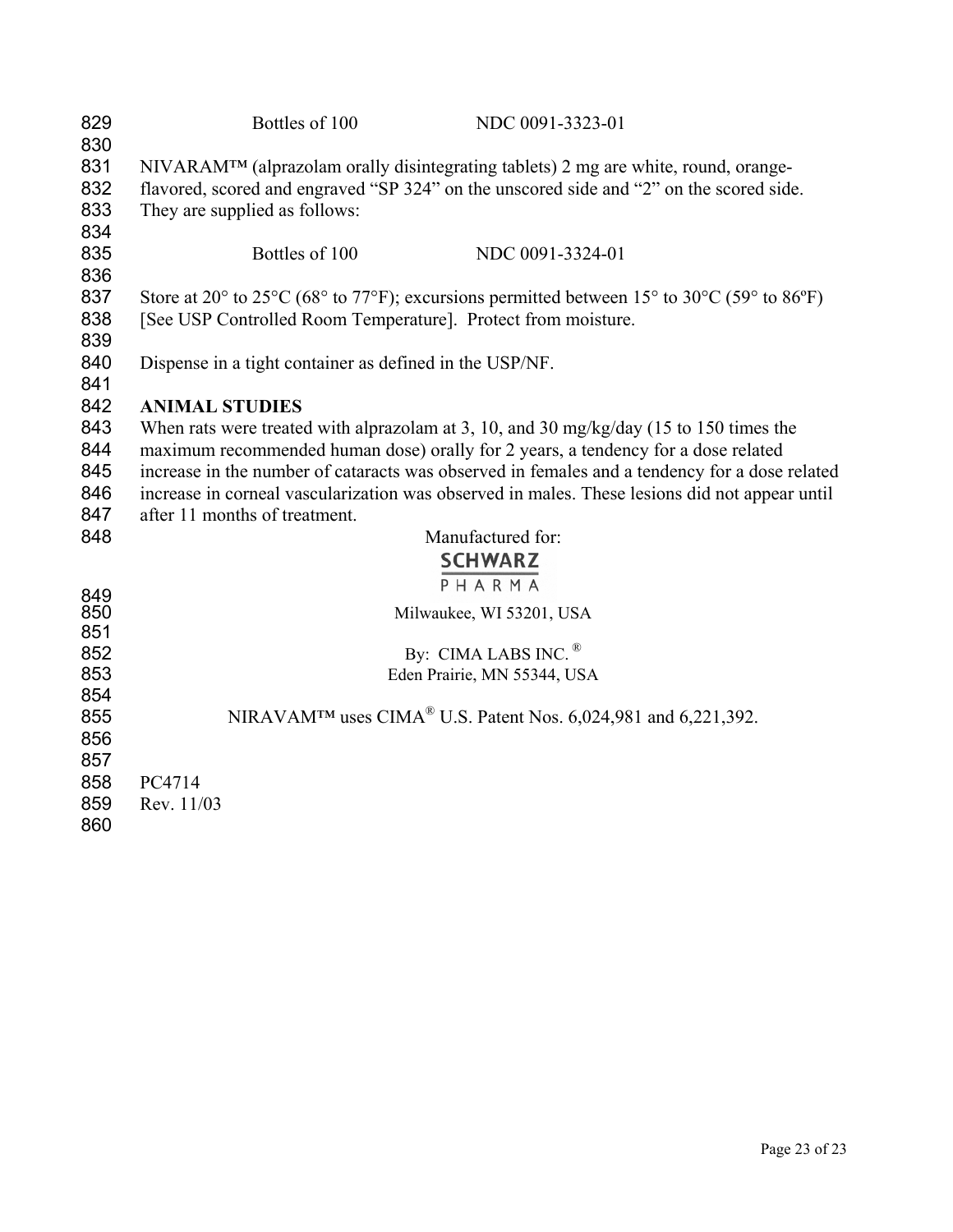Bottles of 100 NDC 0091-3323-01

NIVARAM™ (alprazolam orally disintegrating tablets) 2 mg are white, round, orange-flavored, scored and engraved "SP 324" on the unscored side and "2" on the scored side. They are supplied as follows:

Bottles of 100 NDC 0091-3324-01

Store at 20° to 25°C (68° to 77°F); excursions permitted between 15° to 30°C (59° to 86ºF) [See USP Controlled Room Temperature]. Protect from moisture.

Dispense in a tight container as defined in the USP/NF.

**ANIMAL STUDIES**

When rats were treated with alprazolam at 3, 10, and 30 mg/kg/day (15 to 150 times the maximum recommended human dose) orally for 2 years, a tendency for a dose related increase in the number of cataracts was observed in females and a tendency for a dose related increase in corneal vascularization was observed in males. These lesions did not appear until after 11 months of treatment.

Manufactured for:

SCHWARZ PHARMA

Milwaukee, WI 53201, USA

By: CIMA LABS INC.®

Eden Prairie, MN 55344, USA

NIRAVAM™ uses CIMA® U.S. Patent Nos. 6,024,981 and 6,221,392.

PC4714

Rev. 11/03